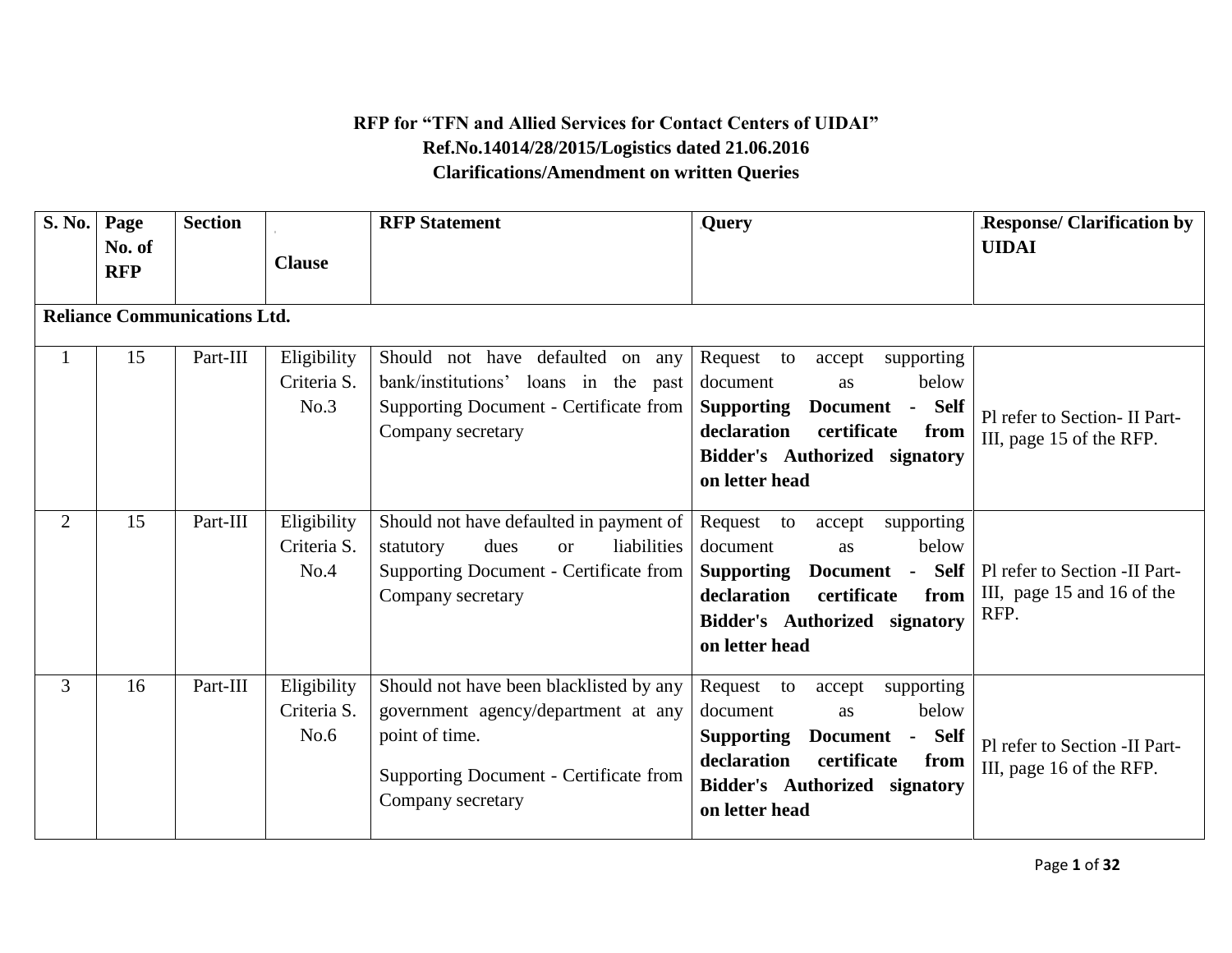**RFP for "TFN and Allied Services for Contact Centers of UIDAI"**
**Ref.No.14014/28/2015/Logistics dated 21.06.2016**
**Clarifications/Amendment on written Queries**

| S. No. | Page No. of RFP | Section | Clause | RFP Statement | Query | Response/ Clarification by UIDAI |
|---|---|---|---|---|---|---|
| **Reliance Communications Ltd.** | | | | | | |
| 1 | 15 | Part-III | Eligibility Criteria S. No.3 | Should not have defaulted on any bank/institutions' loans in the past Supporting Document - Certificate from Company secretary | Request to accept supporting document as below **Supporting Document - Self declaration certificate from Bidder's Authorized signatory on letter head** | Pl refer to Section- II Part-III, page 15 of the RFP. |
| 2 | 15 | Part-III | Eligibility Criteria S. No.4 | Should not have defaulted in payment of statutory dues or liabilities Supporting Document - Certificate from Company secretary | Request to accept supporting document as below **Supporting Document - Self declaration certificate from Bidder's Authorized signatory on letter head** | Pl refer to Section -II Part-III, page 15 and 16 of the RFP. |
| 3 | 16 | Part-III | Eligibility Criteria S. No.6 | Should not have been blacklisted by any government agency/department at any point of time. Supporting Document - Certificate from Company secretary | Request to accept supporting document as below **Supporting Document - Self declaration certificate from Bidder's Authorized signatory on letter head** | Pl refer to Section -II Part-III, page 16 of the RFP. |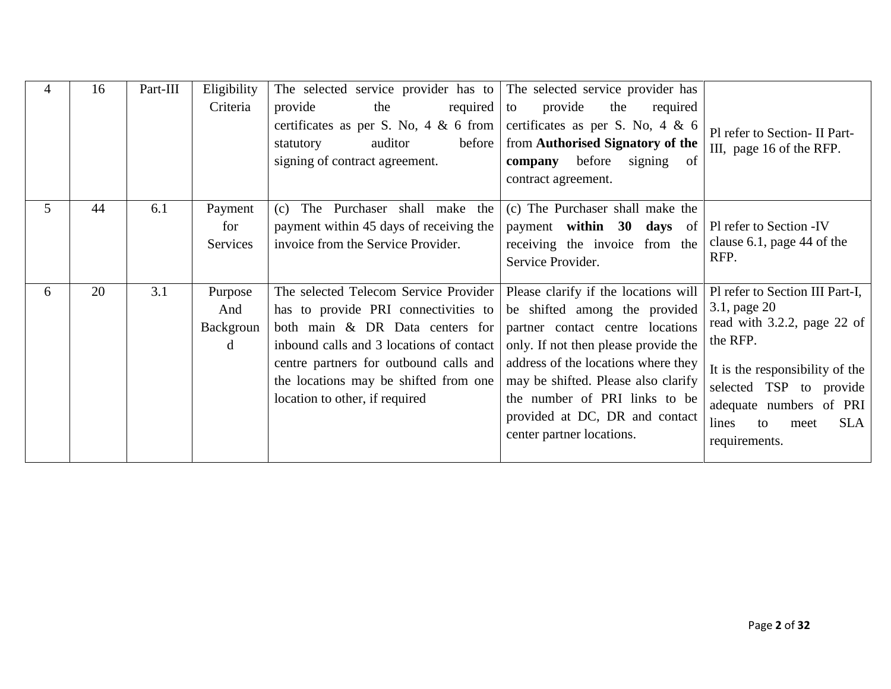| | | | | | | |
|---|---|---|---|---|---|---|
| 4 | 16 | Part-III | Eligibility Criteria | The selected service provider has to provide the required certificates as per S. No, 4 & 6 from statutory auditor before signing of contract agreement. | The selected service provider has to provide the required certificates as per S. No, 4 & 6 from **Authorised Signatory of the company** before signing of contract agreement. | Pl refer to Section- II Part-III, page 16 of the RFP. |
| 5 | 44 | 6.1 | Payment for Services | (c) The Purchaser shall make the payment within 45 days of receiving the invoice from the Service Provider. | (c) The Purchaser shall make the payment **within 30 days** of receiving the invoice from the Service Provider. | Pl refer to Section -IV clause 6.1, page 44 of the RFP. |
| 6 | 20 | 3.1 | Purpose And Background | The selected Telecom Service Provider has to provide PRI connectivities to both main & DR Data centers for inbound calls and 3 locations of contact centre partners for outbound calls and the locations may be shifted from one location to other, if required | Please clarify if the locations will be shifted among the provided partner contact centre locations only. If not then please provide the address of the locations where they may be shifted. Please also clarify the number of PRI links to be provided at DC, DR and contact center partner locations. | Pl refer to Section III Part-I, 3.1, page 20 read with 3.2.2, page 22 of the RFP.<br><br>It is the responsibility of the selected TSP to provide adequate numbers of PRI lines to meet SLA requirements. |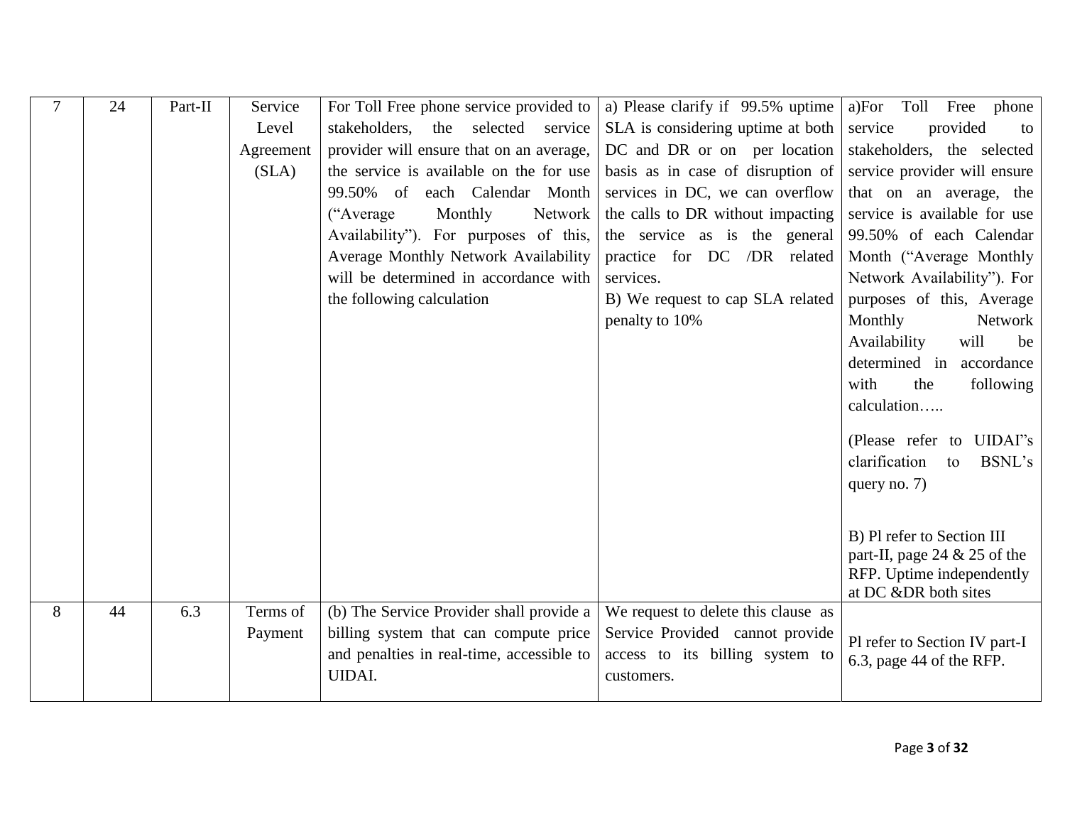| 7 | 24 | Part-II | Service Level Agreement (SLA) | For Toll Free phone service provided to stakeholders, the selected service provider will ensure that on an average, the service is available on the for use 99.50% of each Calendar Month ("Average Monthly Network Availability"). For purposes of this, Average Monthly Network Availability will be determined in accordance with the following calculation | a) Please clarify if 99.5% uptime SLA is considering uptime at both DC and DR or on per location basis as in case of disruption of services in DC, we can overflow the calls to DR without impacting the service as is the general practice for DC /DR related services.<br>B) We request to cap SLA related penalty to 10% | a)For Toll Free phone service provided to stakeholders, the selected service provider will ensure that on an average, the service is available for use 99.50% of each Calendar Month ("Average Monthly Network Availability"). For purposes of this, Average Monthly Network Availability will be determined in accordance with the following calculation…..<br>(Please refer to UIDAI's clarification to BSNL's query no. 7)<br>B) Pl refer to Section III part-II, page 24 & 25 of the RFP. Uptime independently at DC &DR both sites |
|---|---|---|---|---|---|---|
| 8 | 44 | 6.3 | Terms of Payment | (b) The Service Provider shall provide a billing system that can compute price and penalties in real-time, accessible to UIDAI. | We request to delete this clause as Service Provided cannot provide access to its billing system to customers. | Pl refer to Section IV part-I 6.3, page 44 of the RFP. |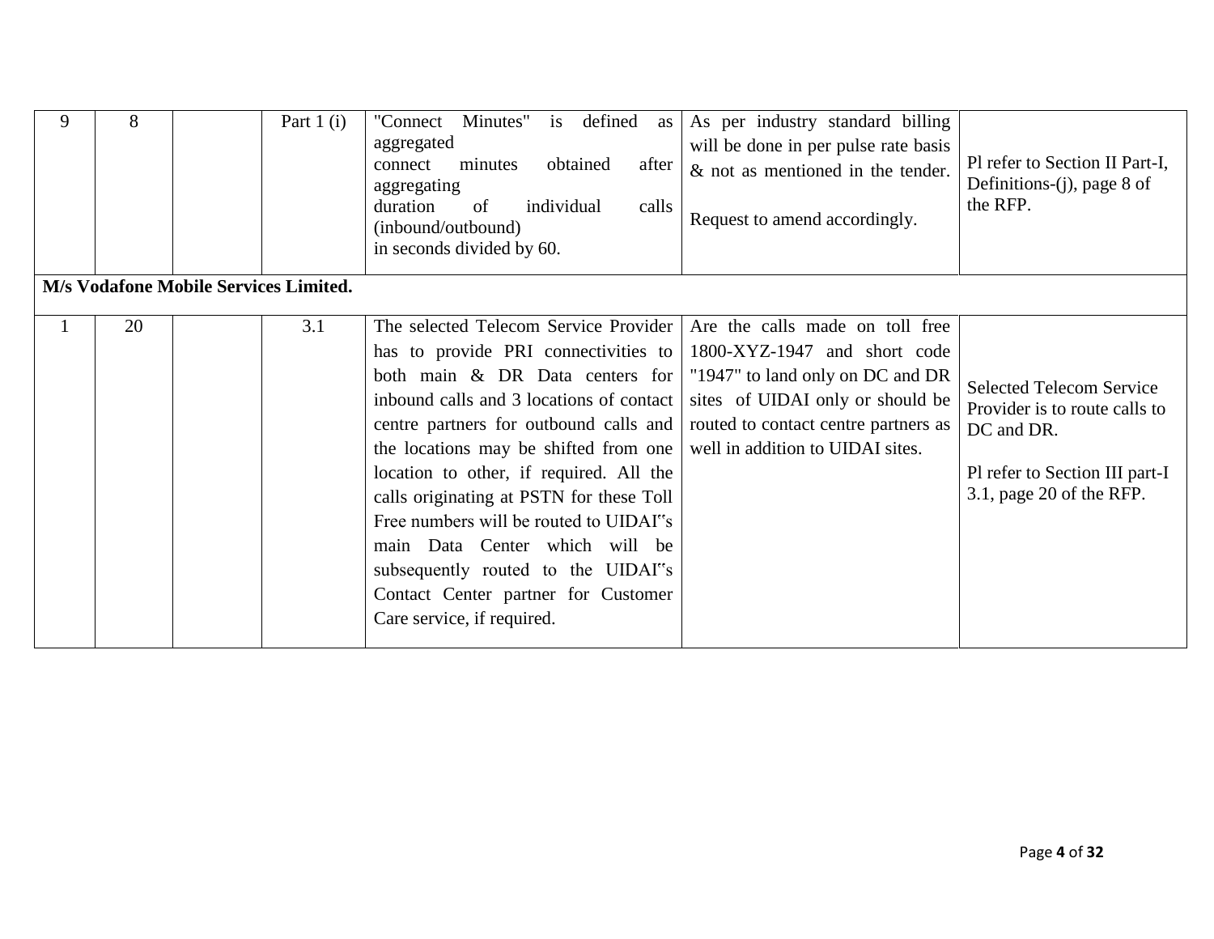| 9 | 8 | | Part 1 (i) | "Connect Minutes" is defined as aggregated connect minutes obtained after aggregating duration of individual calls (inbound/outbound) in seconds divided by 60. | As per industry standard billing will be done in per pulse rate basis & not as mentioned in the tender.<br><br>Request to amend accordingly. | Pl refer to Section II Part-I, Definitions-(j), page 8 of the RFP. |
|---|---|---|---|---|---|---|
| **M/s Vodafone Mobile Services Limited.** | | | | | | |
| 1 | 20 | | 3.1 | The selected Telecom Service Provider has to provide PRI connectivities to both main & DR Data centers for inbound calls and 3 locations of contact centre partners for outbound calls and the locations may be shifted from one location to other, if required. All the calls originating at PSTN for these Toll Free numbers will be routed to UIDAI‟s main Data Center which will be subsequently routed to the UIDAI‟s Contact Center partner for Customer Care service, if required. | Are the calls made on toll free 1800-XYZ-1947 and short code "1947" to land only on DC and DR sites of UIDAI only or should be routed to contact centre partners as well in addition to UIDAI sites. | Selected Telecom Service Provider is to route calls to DC and DR.<br><br>Pl refer to Section III part-I 3.1, page 20 of the RFP. |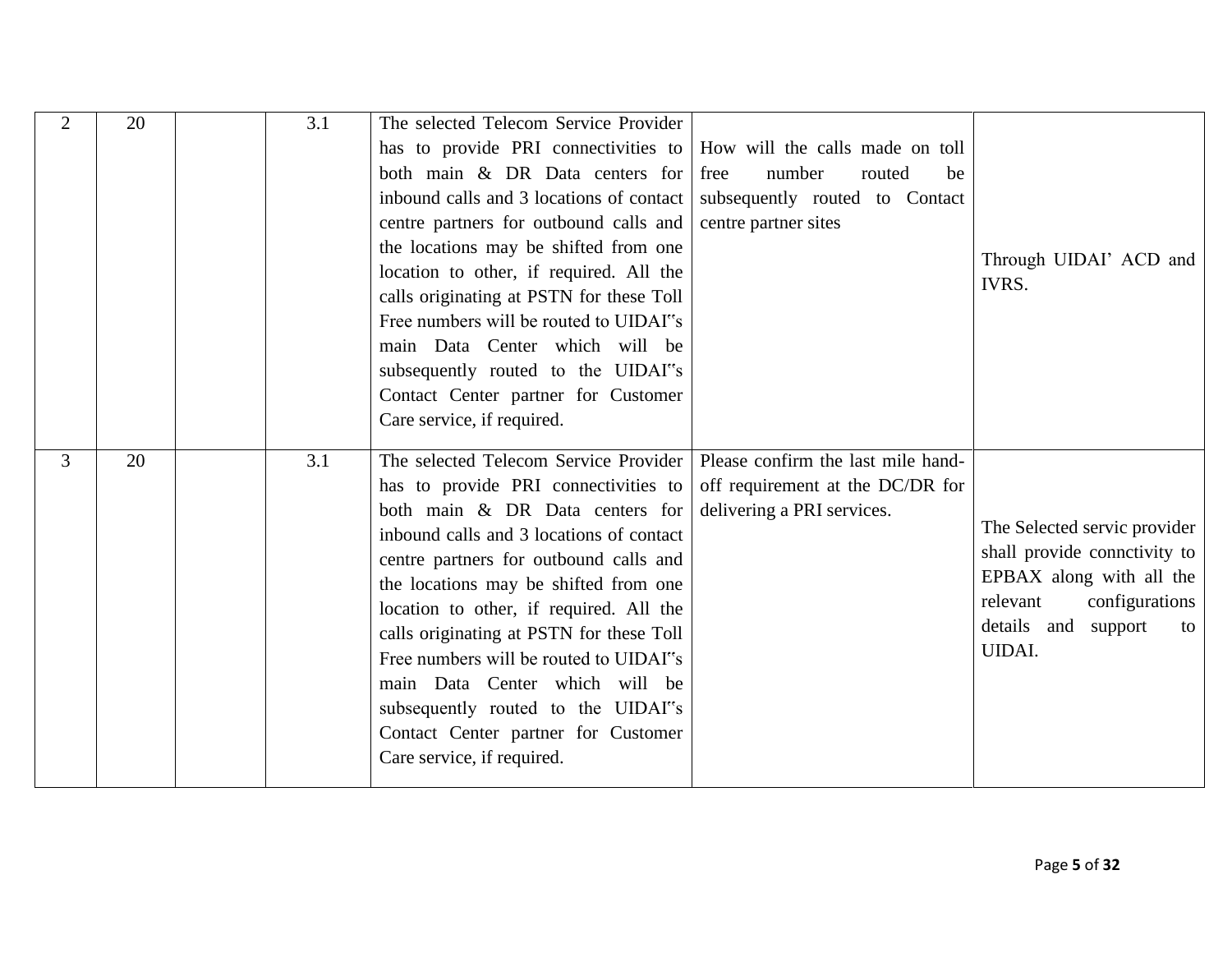| 2 | 20 | | 3.1 | The selected Telecom Service Provider has to provide PRI connectivities to both main & DR Data centers for inbound calls and 3 locations of contact centre partners for outbound calls and the locations may be shifted from one location to other, if required. All the calls originating at PSTN for these Toll Free numbers will be routed to UIDAI"s main Data Center which will be subsequently routed to the UIDAI"s Contact Center partner for Customer Care service, if required. | How will the calls made on toll free number routed be subsequently routed to Contact centre partner sites | Through UIDAI' ACD and IVRS. |
|---|---|---|---|---|---|---|
| 3 | 20 | | 3.1 | The selected Telecom Service Provider has to provide PRI connectivities to both main & DR Data centers for inbound calls and 3 locations of contact centre partners for outbound calls and the locations may be shifted from one location to other, if required. All the calls originating at PSTN for these Toll Free numbers will be routed to UIDAI"s main Data Center which will be subsequently routed to the UIDAI"s Contact Center partner for Customer Care service, if required. | Please confirm the last mile hand-off requirement at the DC/DR for delivering a PRI services. | The Selected servic provider shall provide connctivity to EPBAX along with all the relevant configurations details and support to UIDAI. |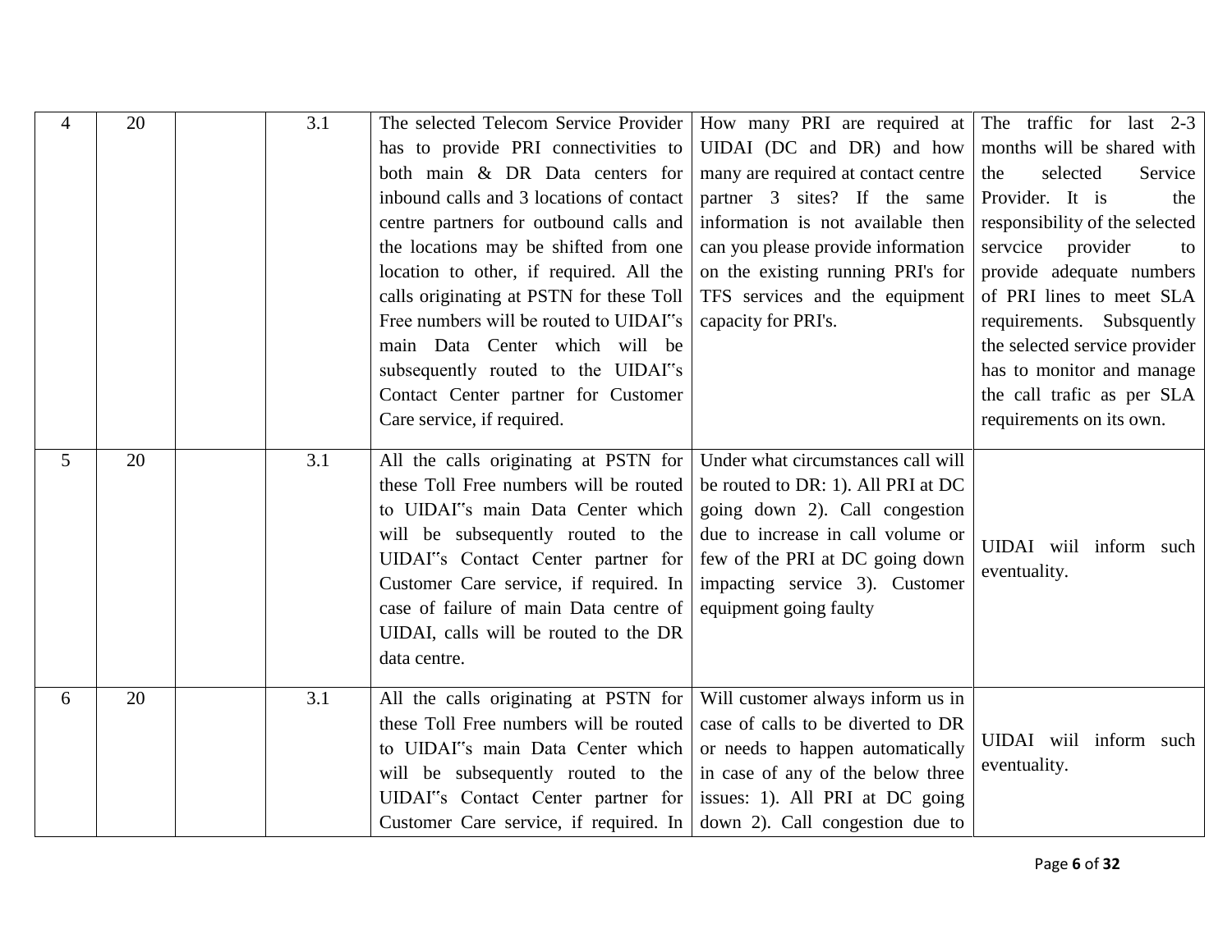| 4 | 20 | | 3.1 | The selected Telecom Service Provider has to provide PRI connectivities to both main & DR Data centers for inbound calls and 3 locations of contact centre partners for outbound calls and the locations may be shifted from one location to other, if required. All the calls originating at PSTN for these Toll Free numbers will be routed to UIDAI‟s main Data Center which will be subsequently routed to the UIDAI‟s Contact Center partner for Customer Care service, if required. | How many PRI are required at UIDAI (DC and DR) and how many are required at contact centre partner 3 sites? If the same information is not available then can you please provide information on the existing running PRI's for TFS services and the equipment capacity for PRI's. | The traffic for last 2-3 months will be shared with the selected Service Provider. It is the responsibility of the selected servcice provider to provide adequate numbers of PRI lines to meet SLA requirements. Subsquently the selected service provider has to monitor and manage the call trafic as per SLA requirements on its own. |
|---|---|---|---|---|---|---|
| 5 | 20 | | 3.1 | All the calls originating at PSTN for these Toll Free numbers will be routed to UIDAI‟s main Data Center which will be subsequently routed to the UIDAI‟s Contact Center partner for Customer Care service, if required. In case of failure of main Data centre of UIDAI, calls will be routed to the DR data centre. | Under what circumstances call will be routed to DR: 1). All PRI at DC going down 2). Call congestion due to increase in call volume or few of the PRI at DC going down impacting service 3). Customer equipment going faulty | UIDAI wiil inform such eventuality. |
| 6 | 20 | | 3.1 | All the calls originating at PSTN for these Toll Free numbers will be routed to UIDAI‟s main Data Center which will be subsequently routed to the UIDAI‟s Contact Center partner for Customer Care service, if required. In | Will customer always inform us in case of calls to be diverted to DR or needs to happen automatically in case of any of the below three issues: 1). All PRI at DC going down 2). Call congestion due to | UIDAI wiil inform such eventuality. |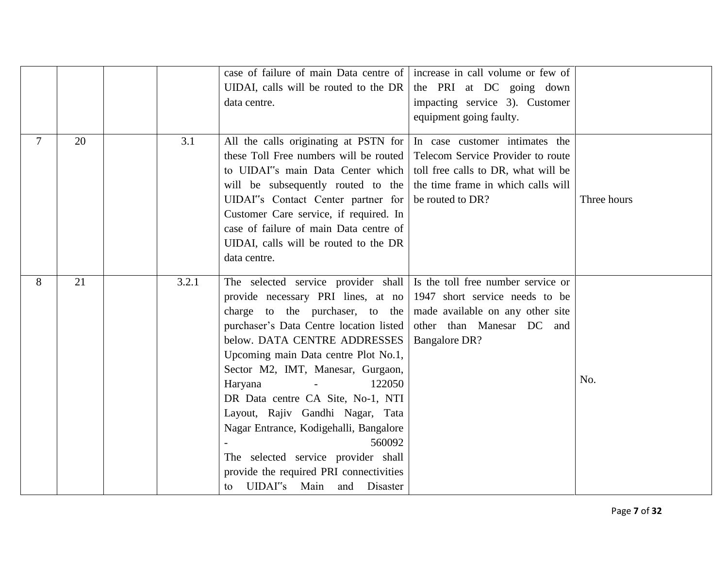| | | | | case of failure of main Data centre of UIDAI, calls will be routed to the DR data centre. | increase in call volume or few of the PRI at DC going down impacting service 3). Customer equipment going faulty. | |
|---|---|---|---|---|---|---|
| 7 | 20 | | 3.1 | All the calls originating at PSTN for these Toll Free numbers will be routed to UIDAI‟s main Data Center which will be subsequently routed to the UIDAI‟s Contact Center partner for Customer Care service, if required. In case of failure of main Data centre of UIDAI, calls will be routed to the DR data centre. | In case customer intimates the Telecom Service Provider to route toll free calls to DR, what will be the time frame in which calls will be routed to DR? | Three hours |
| 8 | 21 | | 3.2.1 | The selected service provider shall provide necessary PRI lines, at no charge to the purchaser, to the purchaser's Data Centre location listed below. DATA CENTRE ADDRESSES Upcoming main Data centre Plot No.1, Sector M2, IMT, Manesar, Gurgaon, Haryana - 122050 DR Data centre CA Site, No-1, NTI Layout, Rajiv Gandhi Nagar, Tata Nagar Entrance, Kodigehalli, Bangalore - 560092 The selected service provider shall provide the required PRI connectivities to UIDAI‟s Main and Disaster | Is the toll free number service or 1947 short service needs to be made available on any other site other than Manesar DC and Bangalore DR? | No. |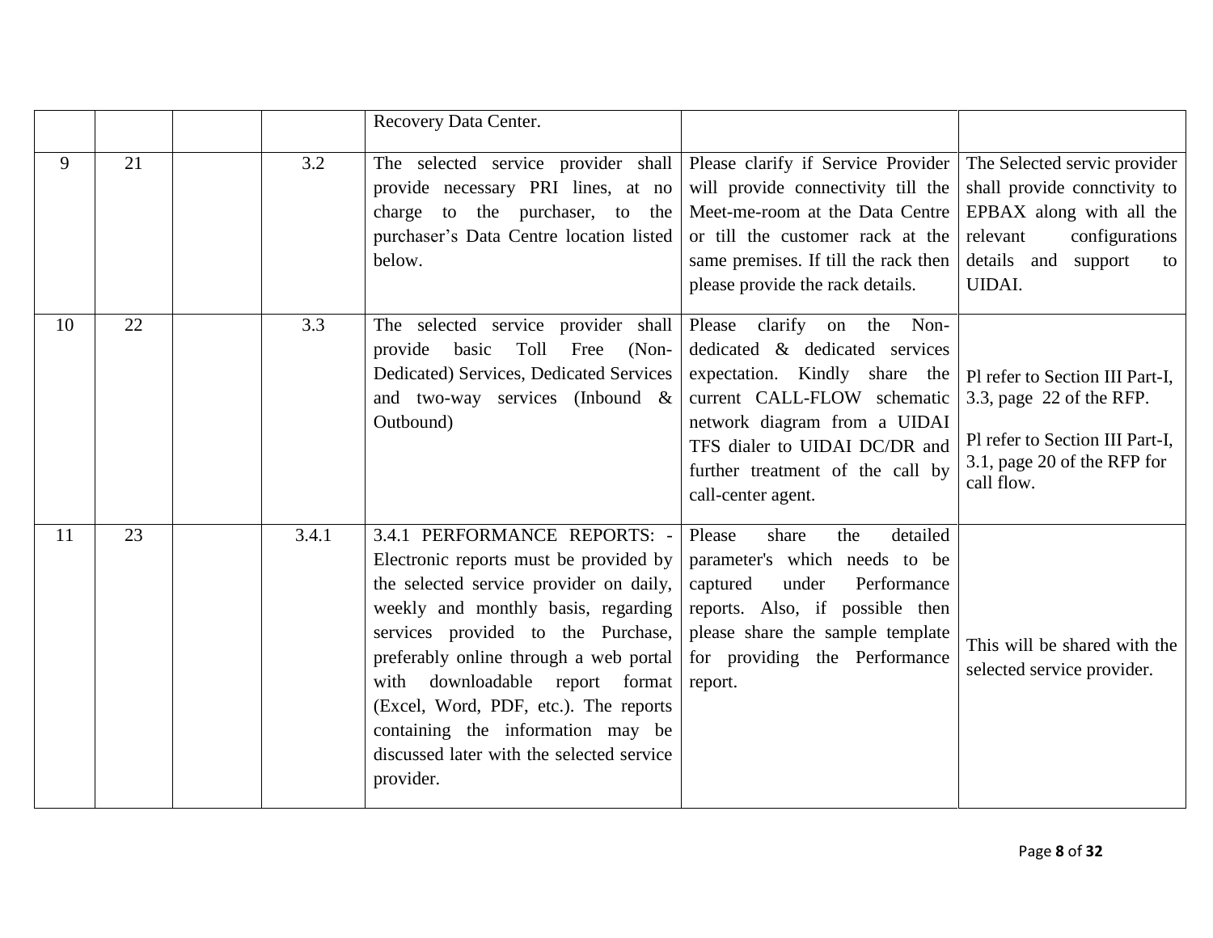| | | | | | | |
|---|---|---|---|---|---|---|
| | | | | Recovery Data Center. | | |
| 9 | 21 | | 3.2 | The selected service provider shall provide necessary PRI lines, at no charge to the purchaser, to the purchaser's Data Centre location listed below. | Please clarify if Service Provider will provide connectivity till the Meet-me-room at the Data Centre or till the customer rack at the same premises. If till the rack then please provide the rack details. | The Selected servic provider shall provide connctivity to EPBAX along with all the relevant configurations details and support to UIDAI. |
| 10 | 22 | | 3.3 | The selected service provider shall provide basic Toll Free (Non-Dedicated) Services, Dedicated Services and two-way services (Inbound & Outbound) | Please clarify on the Non-dedicated & dedicated services expectation. Kindly share the current CALL-FLOW schematic network diagram from a UIDAI TFS dialer to UIDAI DC/DR and further treatment of the call by call-center agent. | Pl refer to Section III Part-I, 3.3, page 22 of the RFP.<br><br>Pl refer to Section III Part-I, 3.1, page 20 of the RFP for call flow. |
| 11 | 23 | | 3.4.1 | 3.4.1 PERFORMANCE REPORTS: - Electronic reports must be provided by the selected service provider on daily, weekly and monthly basis, regarding services provided to the Purchase, preferably online through a web portal with downloadable report format (Excel, Word, PDF, etc.). The reports containing the information may be discussed later with the selected service provider. | Please share the detailed parameter's which needs to be captured under Performance reports. Also, if possible then please share the sample template for providing the Performance report. | This will be shared with the selected service provider. |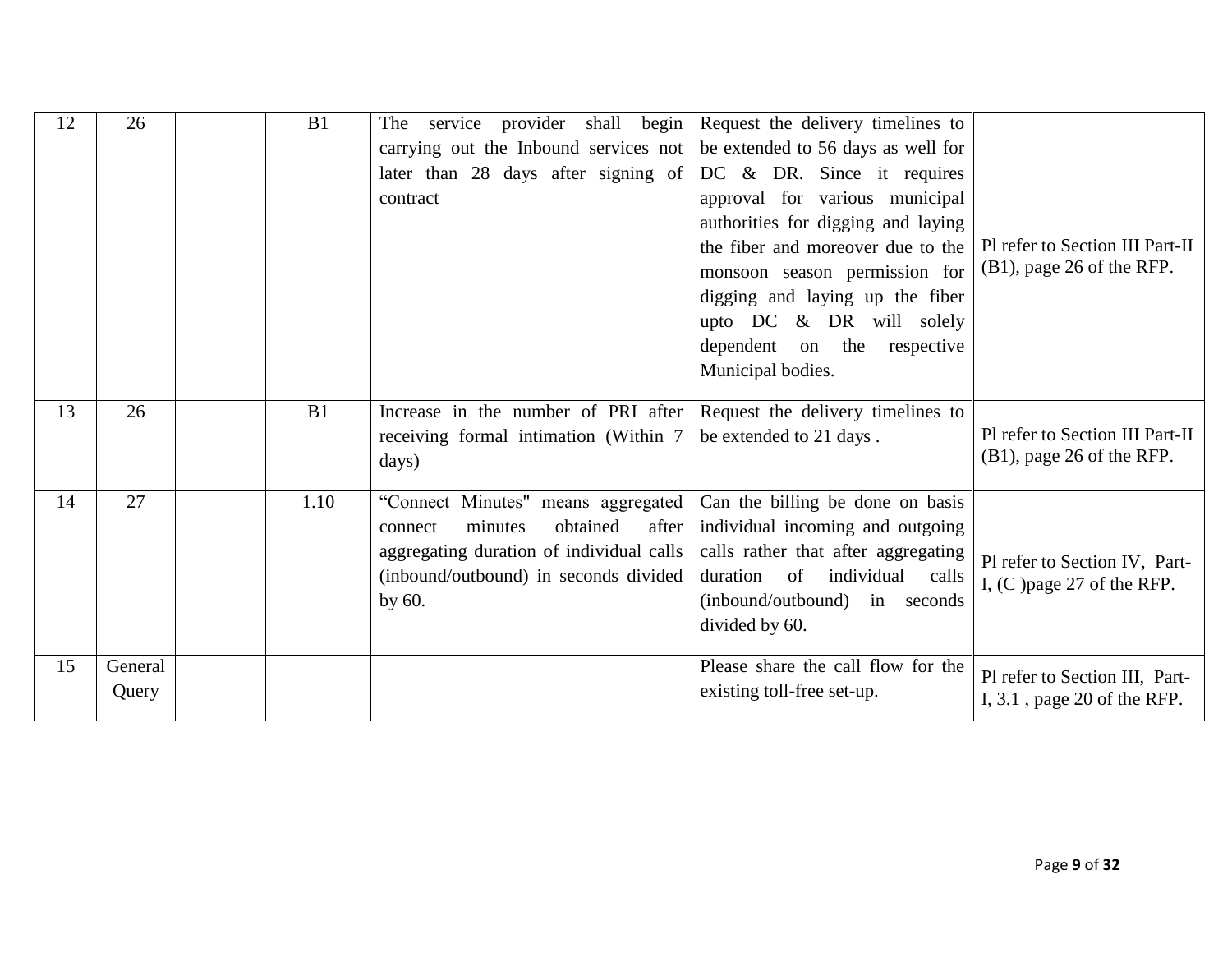| | | | | | | |
|---|---|---|---|---|---|---|
| 12 | 26 | | B1 | The service provider shall begin carrying out the Inbound services not later than 28 days after signing of contract | Request the delivery timelines to be extended to 56 days as well for DC & DR. Since it requires approval for various municipal authorities for digging and laying the fiber and moreover due to the monsoon season permission for digging and laying up the fiber upto DC & DR will solely dependent on the respective Municipal bodies. | Pl refer to Section III Part-II (B1), page 26 of the RFP. |
| 13 | 26 | | B1 | Increase in the number of PRI after receiving formal intimation (Within 7 days) | Request the delivery timelines to be extended to 21 days . | Pl refer to Section III Part-II (B1), page 26 of the RFP. |
| 14 | 27 | | 1.10 | "Connect Minutes" means aggregated connect minutes obtained after aggregating duration of individual calls (inbound/outbound) in seconds divided by 60. | Can the billing be done on basis individual incoming and outgoing calls rather that after aggregating duration of individual calls (inbound/outbound) in seconds divided by 60. | Pl refer to Section IV, Part-I, (C )page 27 of the RFP. |
| 15 | General Query | | | | Please share the call flow for the existing toll-free set-up. | Pl refer to Section III, Part-I, 3.1 , page 20 of the RFP. |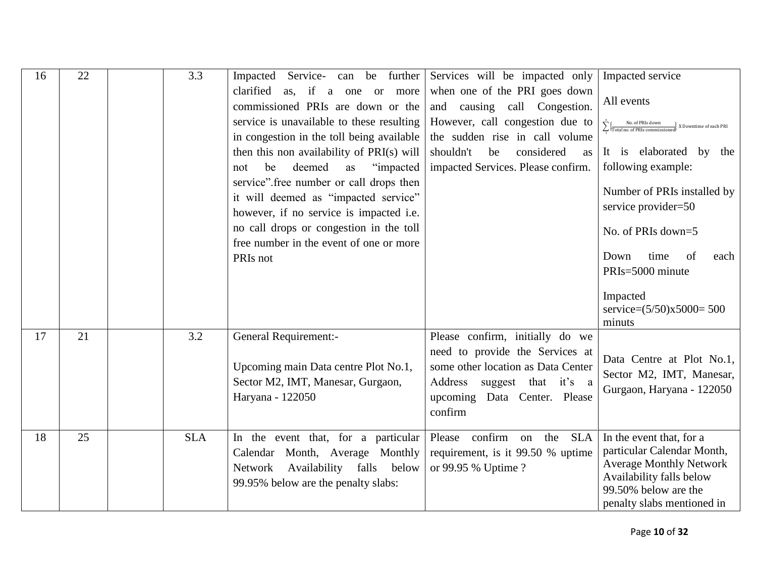| 16 | 22 | | 3.3 | Impacted Service- can be further clarified as, if a one or more commissioned PRIs are down or the service is unavailable to these resulting in congestion in the toll being available then this non availability of PRI(s) will not be deemed as "impacted service".free number or call drops then it will deemed as "impacted service" however, if no service is impacted i.e. no call drops or congestion in the toll free number in the event of one or more PRIs not | Services will be impacted only when one of the PRI goes down and causing call Congestion. However, call congestion due to the sudden rise in call volume shouldn't be considered as impacted Services. Please confirm. | Impacted service<br><br>All events<br><br>$\sum_{1}^{n}\left\{\frac{\text{No. of PRIs down}}{\text{Total no. of PRIs commissioned}}\right\} \text{X Downtime of each PRI}$<br><br>It is elaborated by the following example:<br><br>Number of PRIs installed by service provider=50<br><br>No. of PRIs down=5<br><br>Down time of each PRIs=5000 minute<br><br>Impacted service=(5/50)x5000= 500 minuts |
|---|---|---|---|---|---|---|
| 17 | 21 | | 3.2 | General Requirement:-<br><br>Upcoming main Data centre Plot No.1, Sector M2, IMT, Manesar, Gurgaon, Haryana - 122050 | Please confirm, initially do we need to provide the Services at some other location as Data Center Address suggest that it's a upcoming Data Center. Please confirm | Data Centre at Plot No.1, Sector M2, IMT, Manesar, Gurgaon, Haryana - 122050 |
| 18 | 25 | | SLA | In the event that, for a particular Calendar Month, Average Monthly Network Availability falls below 99.95% below are the penalty slabs: | Please confirm on the SLA requirement, is it 99.50 % uptime or 99.95 % Uptime ? | In the event that, for a particular Calendar Month, Average Monthly Network Availability falls below 99.50% below are the penalty slabs mentioned in |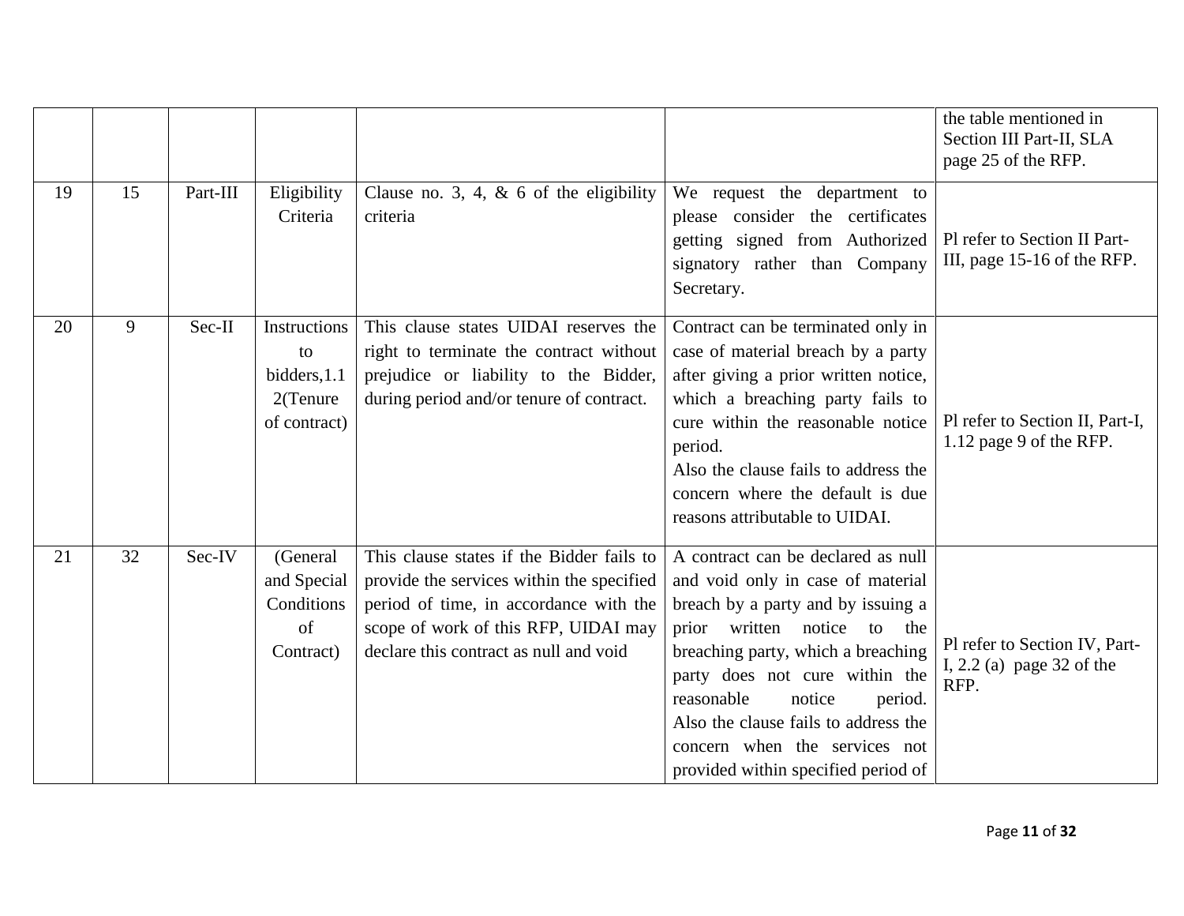| | | | | | | the table mentioned in Section III Part-II, SLA page 25 of the RFP. |
|---|---|---|---|---|---|---|
| 19 | 15 | Part-III | Eligibility Criteria | Clause no. 3, 4, & 6 of the eligibility criteria | We request the department to please consider the certificates getting signed from Authorized signatory rather than Company Secretary. | Pl refer to Section II Part-III, page 15-16 of the RFP. |
| 20 | 9 | Sec-II | Instructions to bidders,1.12(Tenure of contract) | This clause states UIDAI reserves the right to terminate the contract without prejudice or liability to the Bidder, during period and/or tenure of contract. | Contract can be terminated only in case of material breach by a party after giving a prior written notice, which a breaching party fails to cure within the reasonable notice period.<br>Also the clause fails to address the concern where the default is due reasons attributable to UIDAI. | Pl refer to Section II, Part-I, 1.12 page 9 of the RFP. |
| 21 | 32 | Sec-IV | (General and Special Conditions of Contract) | This clause states if the Bidder fails to provide the services within the specified period of time, in accordance with the scope of work of this RFP, UIDAI may declare this contract as null and void | A contract can be declared as null and void only in case of material breach by a party and by issuing a prior written notice to the breaching party, which a breaching party does not cure within the reasonable notice period. Also the clause fails to address the concern when the services not provided within specified period of | Pl refer to Section IV, Part-I, 2.2 (a) page 32 of the RFP. |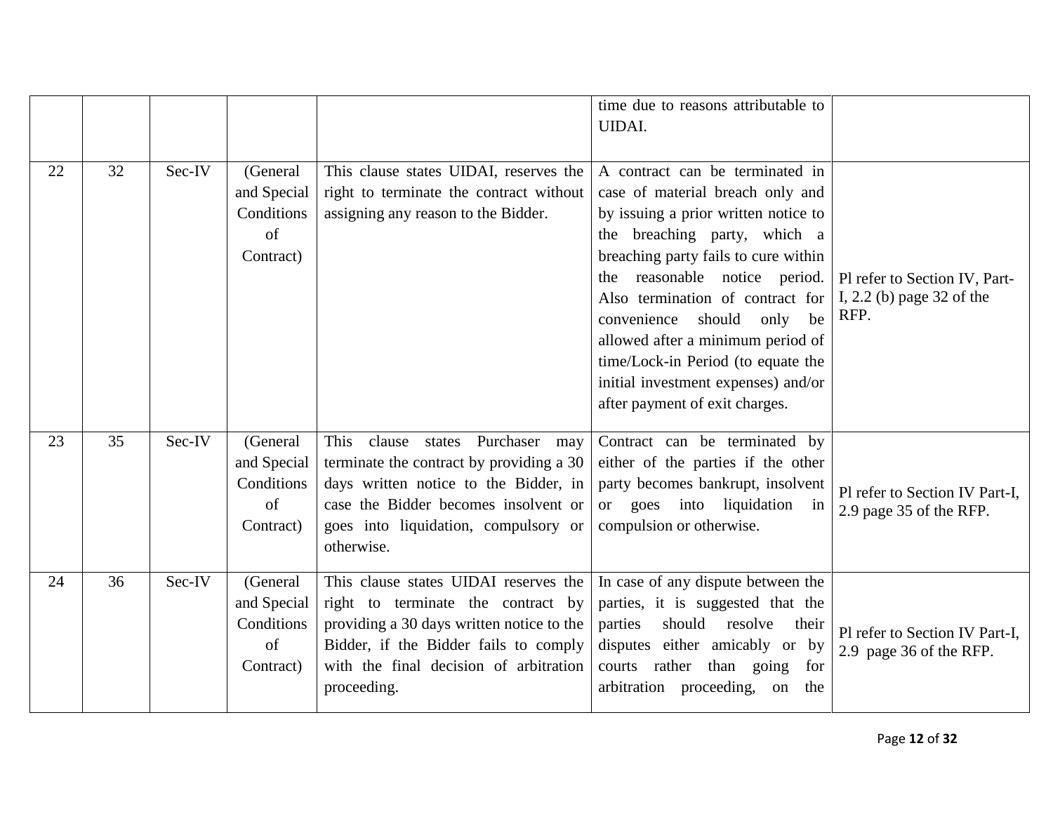| | | | | | | |
|---|---|---|---|---|---|---|
| | | | | | time due to reasons attributable to UIDAI. | |
| 22 | 32 | Sec-IV | (General and Special Conditions of Contract) | This clause states UIDAI, reserves the right to terminate the contract without assigning any reason to the Bidder. | A contract can be terminated in case of material breach only and by issuing a prior written notice to the breaching party, which a breaching party fails to cure within the reasonable notice period. Also termination of contract for convenience should only be allowed after a minimum period of time/Lock-in Period (to equate the initial investment expenses) and/or after payment of exit charges. | Pl refer to Section IV, Part-I, 2.2 (b) page 32 of the RFP. |
| 23 | 35 | Sec-IV | (General and Special Conditions of Contract) | This clause states Purchaser may terminate the contract by providing a 30 days written notice to the Bidder, in case the Bidder becomes insolvent or goes into liquidation, compulsory or otherwise. | Contract can be terminated by either of the parties if the other party becomes bankrupt, insolvent or goes into liquidation in compulsion or otherwise. | Pl refer to Section IV Part-I, 2.9 page 35 of the RFP. |
| 24 | 36 | Sec-IV | (General and Special Conditions of Contract) | This clause states UIDAI reserves the right to terminate the contract by providing a 30 days written notice to the Bidder, if the Bidder fails to comply with the final decision of arbitration proceeding. | In case of any dispute between the parties, it is suggested that the parties should resolve their disputes either amicably or by courts rather than going for arbitration proceeding, on the | Pl refer to Section IV Part-I, 2.9 page 36 of the RFP. |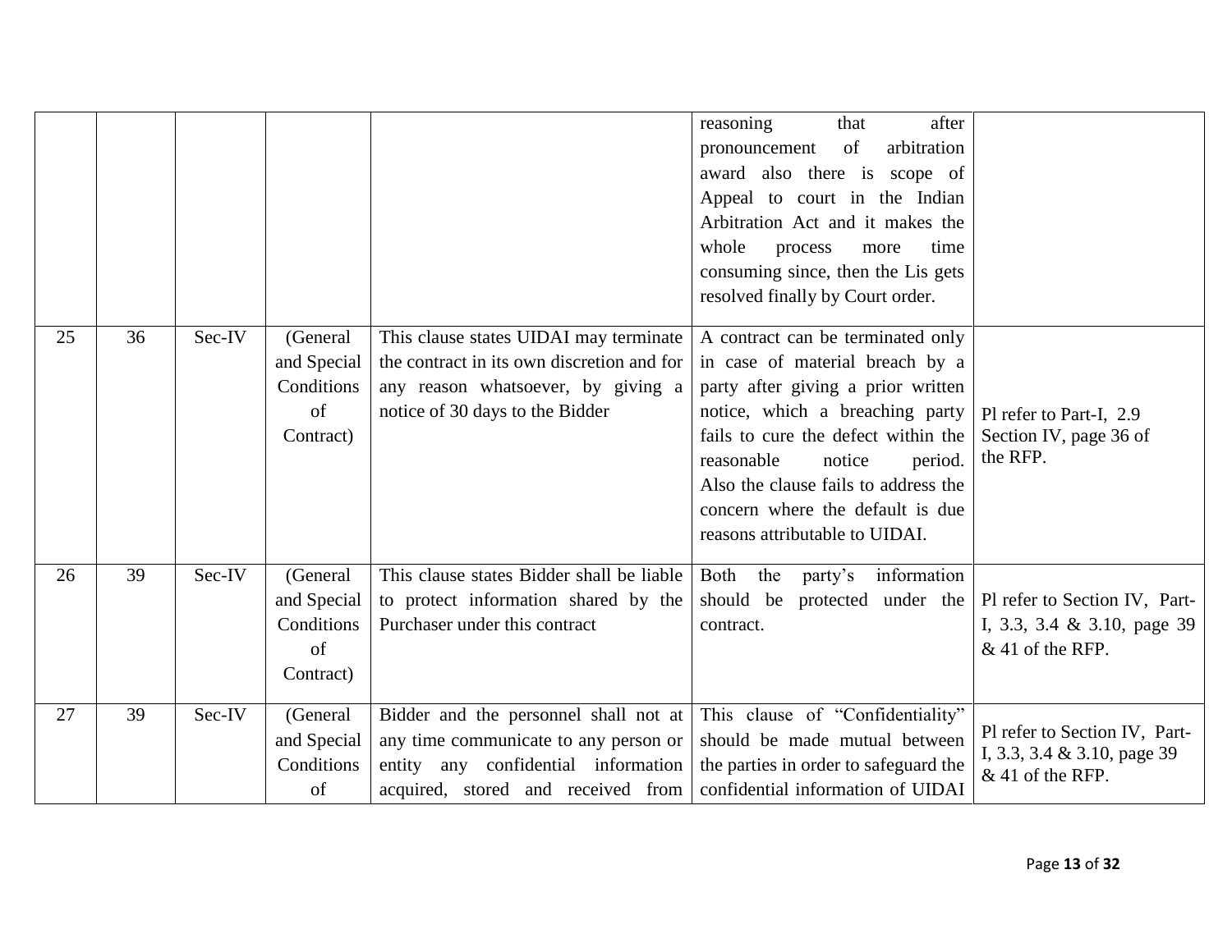| | | | | | | |
|---|---|---|---|---|---|---|
| | | | | | reasoning that after pronouncement of arbitration award also there is scope of Appeal to court in the Indian Arbitration Act and it makes the whole process more time consuming since, then the Lis gets resolved finally by Court order. | |
| 25 | 36 | Sec-IV | (General and Special Conditions of Contract) | This clause states UIDAI may terminate the contract in its own discretion and for any reason whatsoever, by giving a notice of 30 days to the Bidder | A contract can be terminated only in case of material breach by a party after giving a prior written notice, which a breaching party fails to cure the defect within the reasonable notice period. Also the clause fails to address the concern where the default is due reasons attributable to UIDAI. | Pl refer to Part-I, 2.9 Section IV, page 36 of the RFP. |
| 26 | 39 | Sec-IV | (General and Special Conditions of Contract) | This clause states Bidder shall be liable to protect information shared by the Purchaser under this contract | Both the party's information should be protected under the contract. | Pl refer to Section IV, Part-I, 3.3, 3.4 & 3.10, page 39 & 41 of the RFP. |
| 27 | 39 | Sec-IV | (General and Special Conditions of | Bidder and the personnel shall not at any time communicate to any person or entity any confidential information acquired, stored and received from | This clause of "Confidentiality" should be made mutual between the parties in order to safeguard the confidential information of UIDAI | Pl refer to Section IV, Part-I, 3.3, 3.4 & 3.10, page 39 & 41 of the RFP. |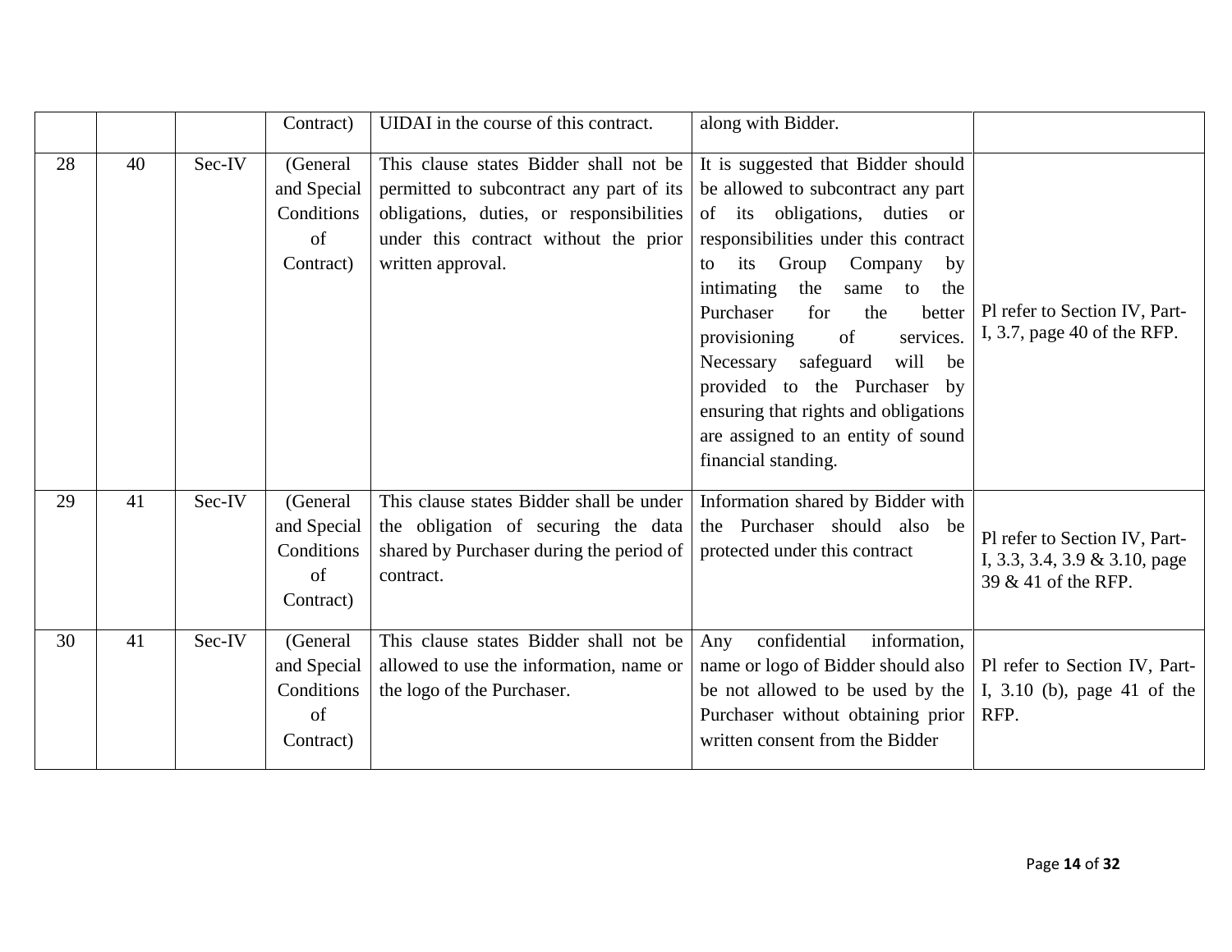| | | | Contract) | UIDAI in the course of this contract. | along with Bidder. | |
|---|---|---|---|---|---|---|
| 28 | 40 | Sec-IV | (General and Special Conditions of Contract) | This clause states Bidder shall not be permitted to subcontract any part of its obligations, duties, or responsibilities under this contract without the prior written approval. | It is suggested that Bidder should be allowed to subcontract any part of its obligations, duties or responsibilities under this contract to its Group Company by intimating the same to the Purchaser for the better provisioning of services. Necessary safeguard will be provided to the Purchaser by ensuring that rights and obligations are assigned to an entity of sound financial standing. | Pl refer to Section IV, Part-I, 3.7, page 40 of the RFP. |
| 29 | 41 | Sec-IV | (General and Special Conditions of Contract) | This clause states Bidder shall be under the obligation of securing the data shared by Purchaser during the period of contract. | Information shared by Bidder with the Purchaser should also be protected under this contract | Pl refer to Section IV, Part-I, 3.3, 3.4, 3.9 & 3.10, page 39 & 41 of the RFP. |
| 30 | 41 | Sec-IV | (General and Special Conditions of Contract) | This clause states Bidder shall not be allowed to use the information, name or the logo of the Purchaser. | Any confidential information, name or logo of Bidder should also be not allowed to be used by the Purchaser without obtaining prior written consent from the Bidder | Pl refer to Section IV, Part-I, 3.10 (b), page 41 of the RFP. |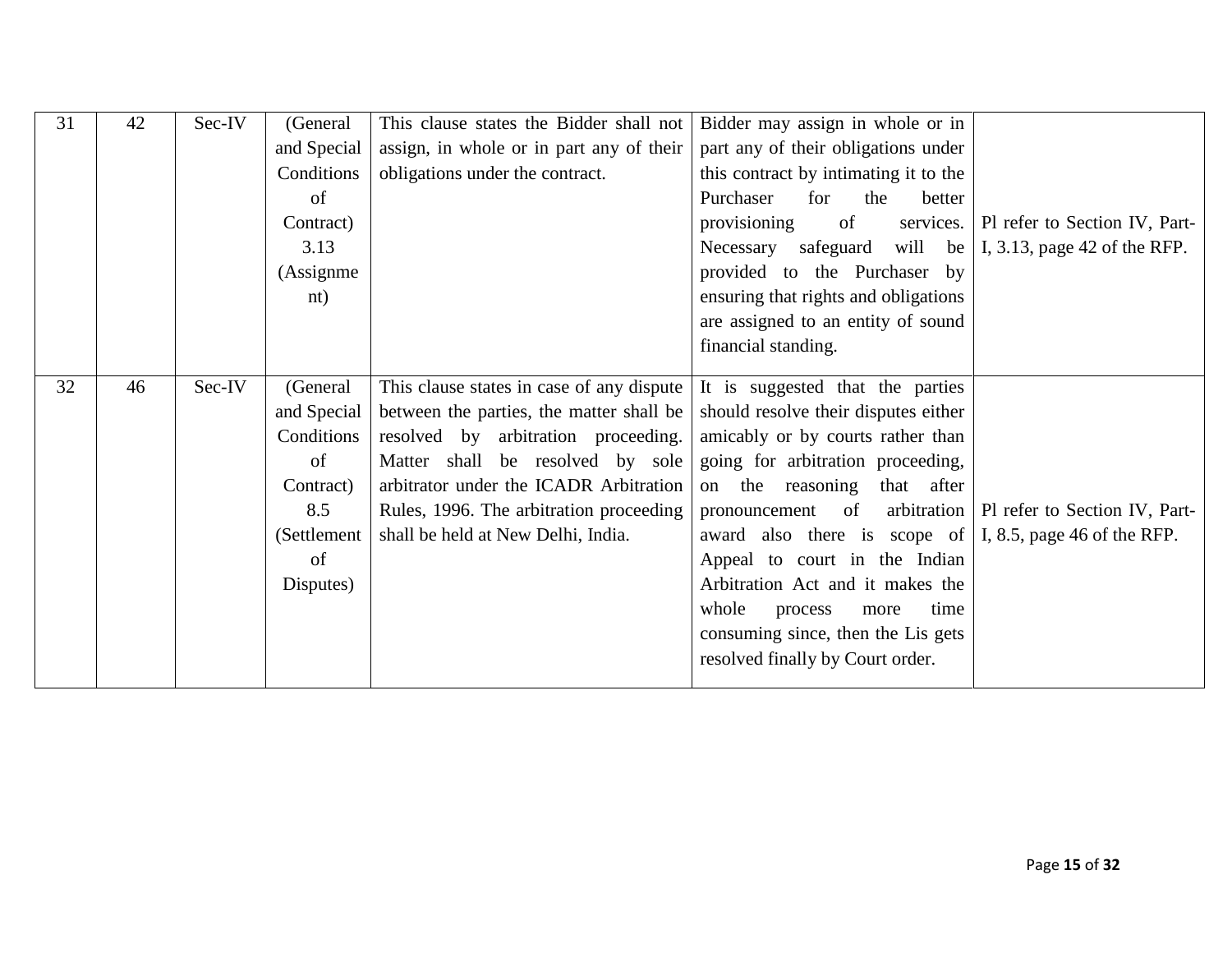| 31 | 42 | Sec-IV | (General and Special Conditions of Contract) 3.13 (Assignment) | This clause states the Bidder shall not assign, in whole or in part any of their obligations under the contract. | Bidder may assign in whole or in part any of their obligations under this contract by intimating it to the Purchaser for the better provisioning of services. Necessary safeguard will be provided to the Purchaser by ensuring that rights and obligations are assigned to an entity of sound financial standing. | Pl refer to Section IV, Part-I, 3.13, page 42 of the RFP. |
|---|---|---|---|---|---|---|
| 32 | 46 | Sec-IV | (General and Special Conditions of Contract) 8.5 (Settlement of Disputes) | This clause states in case of any dispute between the parties, the matter shall be resolved by arbitration proceeding. Matter shall be resolved by sole arbitrator under the ICADR Arbitration Rules, 1996. The arbitration proceeding shall be held at New Delhi, India. | It is suggested that the parties should resolve their disputes either amicably or by courts rather than going for arbitration proceeding, on the reasoning that after pronouncement of arbitration award also there is scope of Appeal to court in the Indian Arbitration Act and it makes the whole process more time consuming since, then the Lis gets resolved finally by Court order. | Pl refer to Section IV, Part-I, 8.5, page 46 of the RFP. |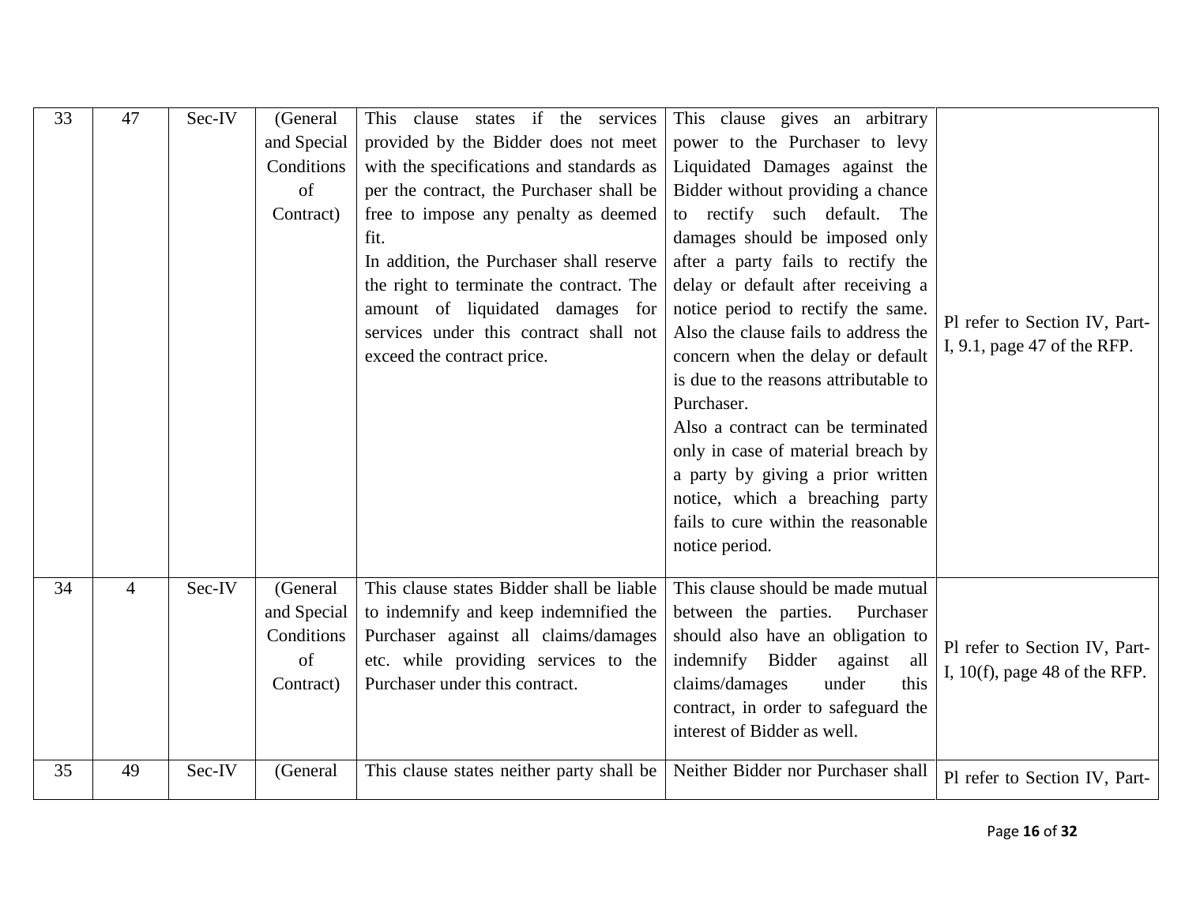| 33 | 47 | Sec-IV | (General and Special Conditions of Contract) | This clause states if the services provided by the Bidder does not meet with the specifications and standards as per the contract, the Purchaser shall be free to impose any penalty as deemed fit.<br>In addition, the Purchaser shall reserve the right to terminate the contract. The amount of liquidated damages for services under this contract shall not exceed the contract price. | This clause gives an arbitrary power to the Purchaser to levy Liquidated Damages against the Bidder without providing a chance to rectify such default. The damages should be imposed only after a party fails to rectify the delay or default after receiving a notice period to rectify the same. Also the clause fails to address the concern when the delay or default is due to the reasons attributable to Purchaser.<br>Also a contract can be terminated only in case of material breach by a party by giving a prior written notice, which a breaching party fails to cure within the reasonable notice period. | Pl refer to Section IV, Part-I, 9.1, page 47 of the RFP. |
|---|---|---|---|---|---|---|
| 34 | 4 | Sec-IV | (General and Special Conditions of Contract) | This clause states Bidder shall be liable to indemnify and keep indemnified the Purchaser against all claims/damages etc. while providing services to the Purchaser under this contract. | This clause should be made mutual between the parties. Purchaser should also have an obligation to indemnify Bidder against all claims/damages under this contract, in order to safeguard the interest of Bidder as well. | Pl refer to Section IV, Part-I, 10(f), page 48 of the RFP. |
| 35 | 49 | Sec-IV | (General | This clause states neither party shall be | Neither Bidder nor Purchaser shall | Pl refer to Section IV, Part- |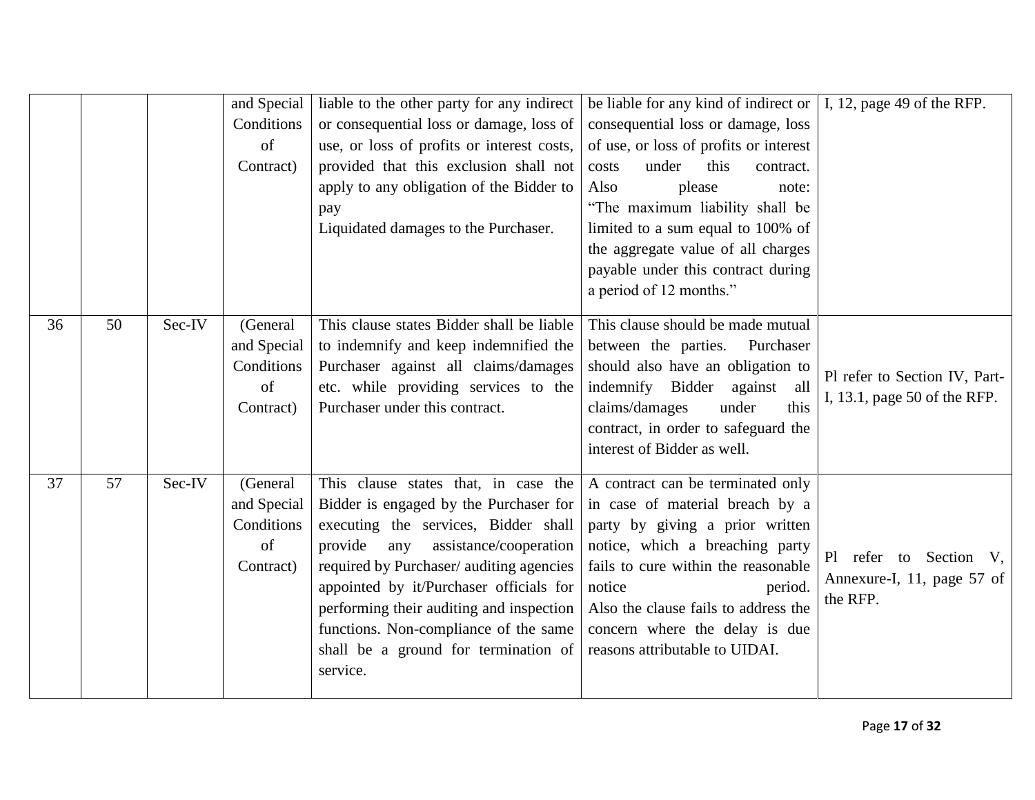| | | | and Special Conditions of Contract) | liable to the other party for any indirect or consequential loss or damage, loss of use, or loss of profits or interest costs, provided that this exclusion shall not apply to any obligation of the Bidder to pay Liquidated damages to the Purchaser. | be liable for any kind of indirect or consequential loss or damage, loss of use, or loss of profits or interest costs under this contract. Also please note: "The maximum liability shall be limited to a sum equal to 100% of the aggregate value of all charges payable under this contract during a period of 12 months." | I, 12, page 49 of the RFP. |
|---|---|---|---|---|---|---|
| 36 | 50 | Sec-IV | (General and Special Conditions of Contract) | This clause states Bidder shall be liable to indemnify and keep indemnified the Purchaser against all claims/damages etc. while providing services to the Purchaser under this contract. | This clause should be made mutual between the parties. Purchaser should also have an obligation to indemnify Bidder against all claims/damages under this contract, in order to safeguard the interest of Bidder as well. | Pl refer to Section IV, Part-I, 13.1, page 50 of the RFP. |
| 37 | 57 | Sec-IV | (General and Special Conditions of Contract) | This clause states that, in case the Bidder is engaged by the Purchaser for executing the services, Bidder shall provide any assistance/cooperation required by Purchaser/ auditing agencies appointed by it/Purchaser officials for performing their auditing and inspection functions. Non-compliance of the same shall be a ground for termination of service. | A contract can be terminated only in case of material breach by a party by giving a prior written notice, which a breaching party fails to cure within the reasonable notice period. Also the clause fails to address the concern where the delay is due reasons attributable to UIDAI. | Pl refer to Section V, Annexure-I, 11, page 57 of the RFP. |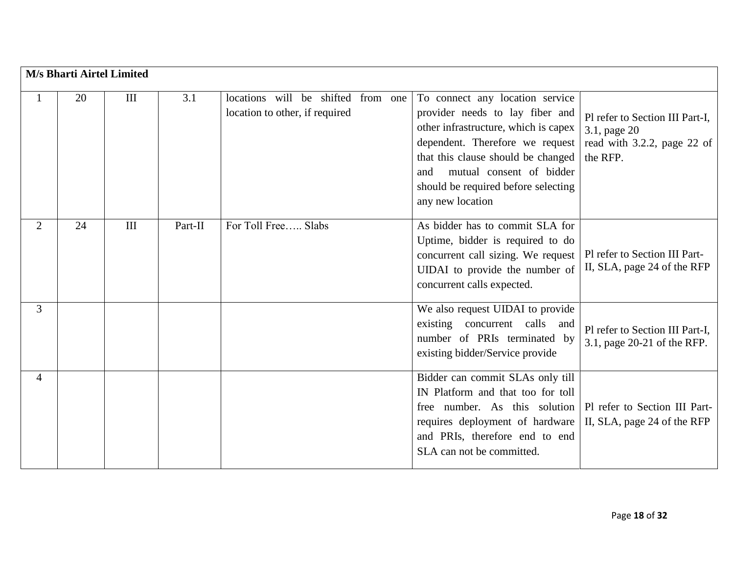| M/s Bharti Airtel Limited | | | | | | |
|---|---|---|---|---|---|---|
| 1 | 20 | III | 3.1 | locations will be shifted from one location to other, if required | To connect any location service provider needs to lay fiber and other infrastructure, which is capex dependent. Therefore we request that this clause should be changed and mutual consent of bidder should be required before selecting any new location | Pl refer to Section III Part-I, 3.1, page 20 read with 3.2.2, page 22 of the RFP. |
| 2 | 24 | III | Part-II | For Toll Free….. Slabs | As bidder has to commit SLA for Uptime, bidder is required to do concurrent call sizing. We request UIDAI to provide the number of concurrent calls expected. | Pl refer to Section III Part-II, SLA, page 24 of the RFP |
| 3 | | | | | We also request UIDAI to provide existing concurrent calls and number of PRIs terminated by existing bidder/Service provide | Pl refer to Section III Part-I, 3.1, page 20-21 of the RFP. |
| 4 | | | | | Bidder can commit SLAs only till IN Platform and that too for toll free number. As this solution requires deployment of hardware and PRIs, therefore end to end SLA can not be committed. | Pl refer to Section III Part-II, SLA, page 24 of the RFP |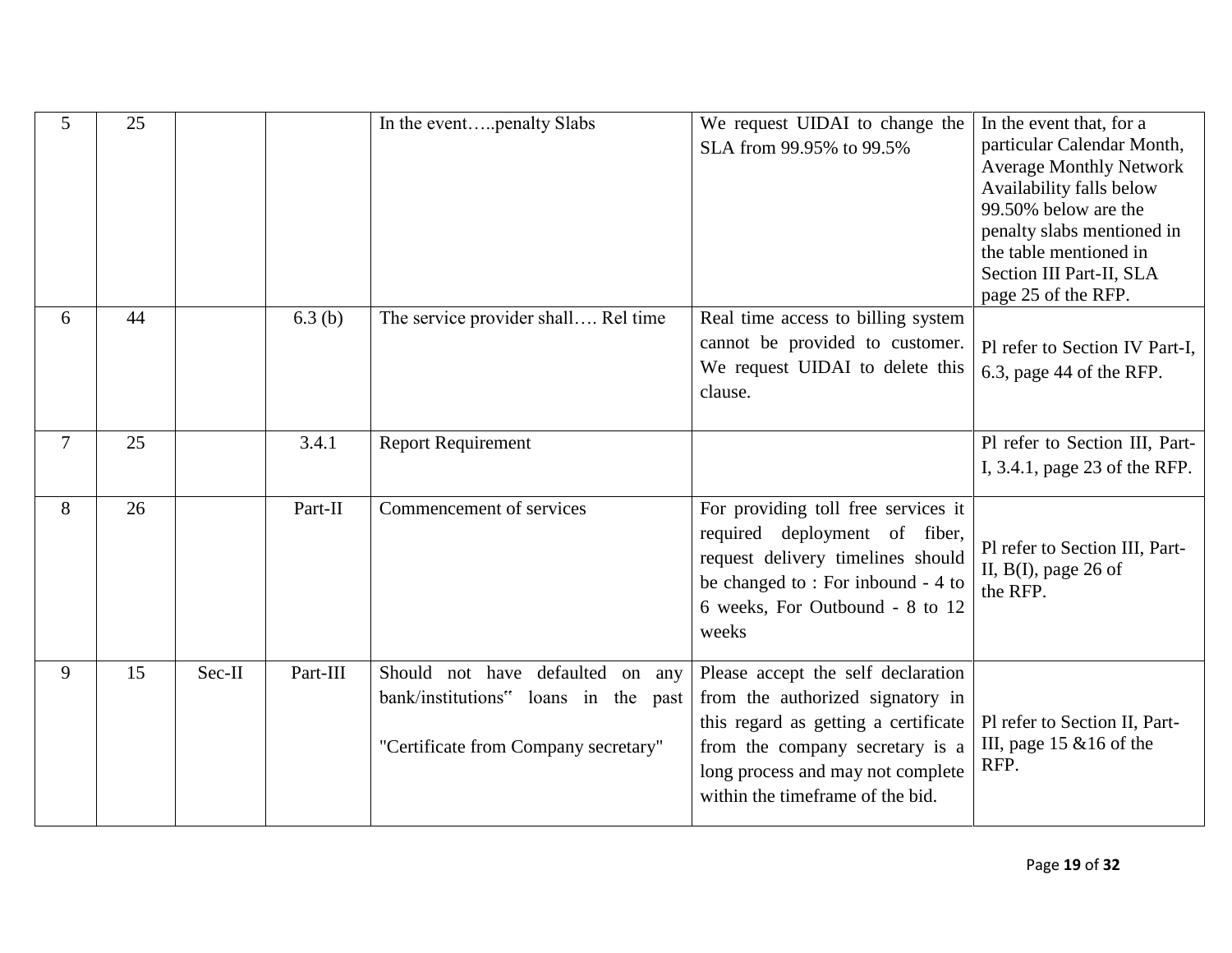| 5 | 25 | | | In the event…..penalty Slabs | We request UIDAI to change the SLA from 99.95% to 99.5% | In the event that, for a particular Calendar Month, Average Monthly Network Availability falls below 99.50% below are the penalty slabs mentioned in the table mentioned in Section III Part-II, SLA page 25 of the RFP. |
|---|---|---|---|---|---|---|
| 6 | 44 | | 6.3 (b) | The service provider shall…. Rel time | Real time access to billing system cannot be provided to customer. We request UIDAI to delete this clause. | Pl refer to Section IV Part-I, 6.3, page 44 of the RFP. |
| 7 | 25 | | 3.4.1 | Report Requirement | | Pl refer to Section III, Part-I, 3.4.1, page 23 of the RFP. |
| 8 | 26 | | Part-II | Commencement of services | For providing toll free services it required deployment of fiber, request delivery timelines should be changed to : For inbound - 4 to 6 weeks, For Outbound - 8 to 12 weeks | Pl refer to Section III, Part-II, B(I), page 26 of the RFP. |
| 9 | 15 | Sec-II | Part-III | Should not have defaulted on any bank/institutions" loans in the past "Certificate from Company secretary" | Please accept the self declaration from the authorized signatory in this regard as getting a certificate from the company secretary is a long process and may not complete within the timeframe of the bid. | Pl refer to Section II, Part-III, page 15 &16 of the RFP. |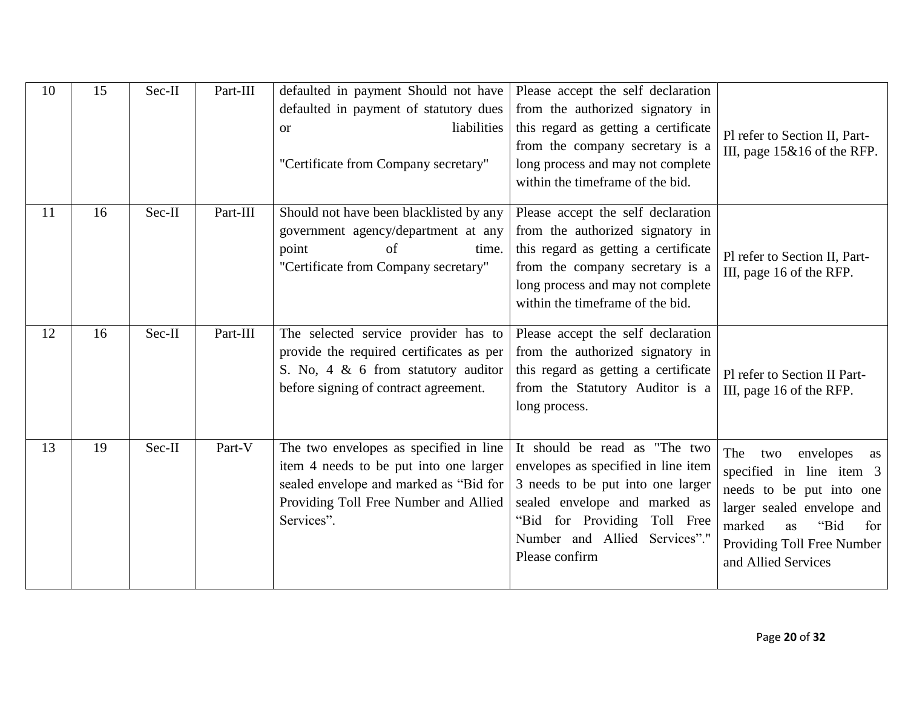| 10 | 15 | Sec-II | Part-III | defaulted in payment Should not have defaulted in payment of statutory dues or liabilities<br><br>"Certificate from Company secretary" | Please accept the self declaration from the authorized signatory in this regard as getting a certificate from the company secretary is a long process and may not complete within the timeframe of the bid. | Pl refer to Section II, Part-III, page 15&16 of the RFP. |
|---|---|---|---|---|---|---|
| 11 | 16 | Sec-II | Part-III | Should not have been blacklisted by any government agency/department at any point of time. "Certificate from Company secretary" | Please accept the self declaration from the authorized signatory in this regard as getting a certificate from the company secretary is a long process and may not complete within the timeframe of the bid. | Pl refer to Section II, Part-III, page 16 of the RFP. |
| 12 | 16 | Sec-II | Part-III | The selected service provider has to provide the required certificates as per S. No, 4 & 6 from statutory auditor before signing of contract agreement. | Please accept the self declaration from the authorized signatory in this regard as getting a certificate from the Statutory Auditor is a long process. | Pl refer to Section II Part-III, page 16 of the RFP. |
| 13 | 19 | Sec-II | Part-V | The two envelopes as specified in line item 4 needs to be put into one larger sealed envelope and marked as "Bid for Providing Toll Free Number and Allied Services". | It should be read as "The two envelopes as specified in line item 3 needs to be put into one larger sealed envelope and marked as "Bid for Providing Toll Free Number and Allied Services"." Please confirm | The two envelopes as specified in line item 3 needs to be put into one larger sealed envelope and marked as "Bid for Providing Toll Free Number and Allied Services |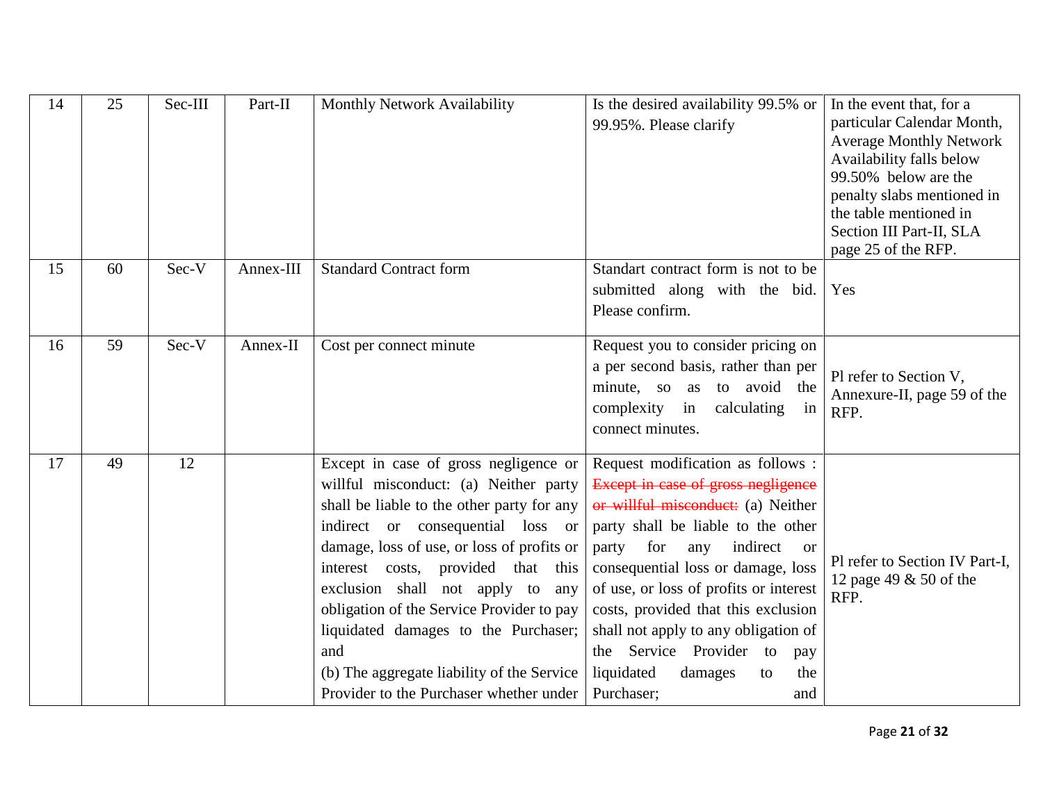| 14 | 25 | Sec-III | Part-II | Monthly Network Availability | Is the desired availability 99.5% or 99.95%. Please clarify | In the event that, for a particular Calendar Month, Average Monthly Network Availability falls below 99.50% below are the penalty slabs mentioned in the table mentioned in Section III Part-II, SLA page 25 of the RFP. |
|---|---|---|---|---|---|---|
| 15 | 60 | Sec-V | Annex-III | Standard Contract form | Standart contract form is not to be submitted along with the bid. Please confirm. | Yes |
| 16 | 59 | Sec-V | Annex-II | Cost per connect minute | Request you to consider pricing on a per second basis, rather than per minute, so as to avoid the complexity in calculating in connect minutes. | Pl refer to Section V, Annexure-II, page 59 of the RFP. |
| 17 | 49 | 12 | | Except in case of gross negligence or willful misconduct: (a) Neither party shall be liable to the other party for any indirect or consequential loss or damage, loss of use, or loss of profits or interest costs, provided that this exclusion shall not apply to any obligation of the Service Provider to pay liquidated damages to the Purchaser; and (b) The aggregate liability of the Service Provider to the Purchaser whether under | Request modification as follows : ~~Except in case of gross negligence or willful misconduct:~~ (a) Neither party shall be liable to the other party for any indirect or consequential loss or damage, loss of use, or loss of profits or interest costs, provided that this exclusion shall not apply to any obligation of the Service Provider to pay liquidated damages to the Purchaser; and | Pl refer to Section IV Part-I, 12 page 49 & 50 of the RFP. |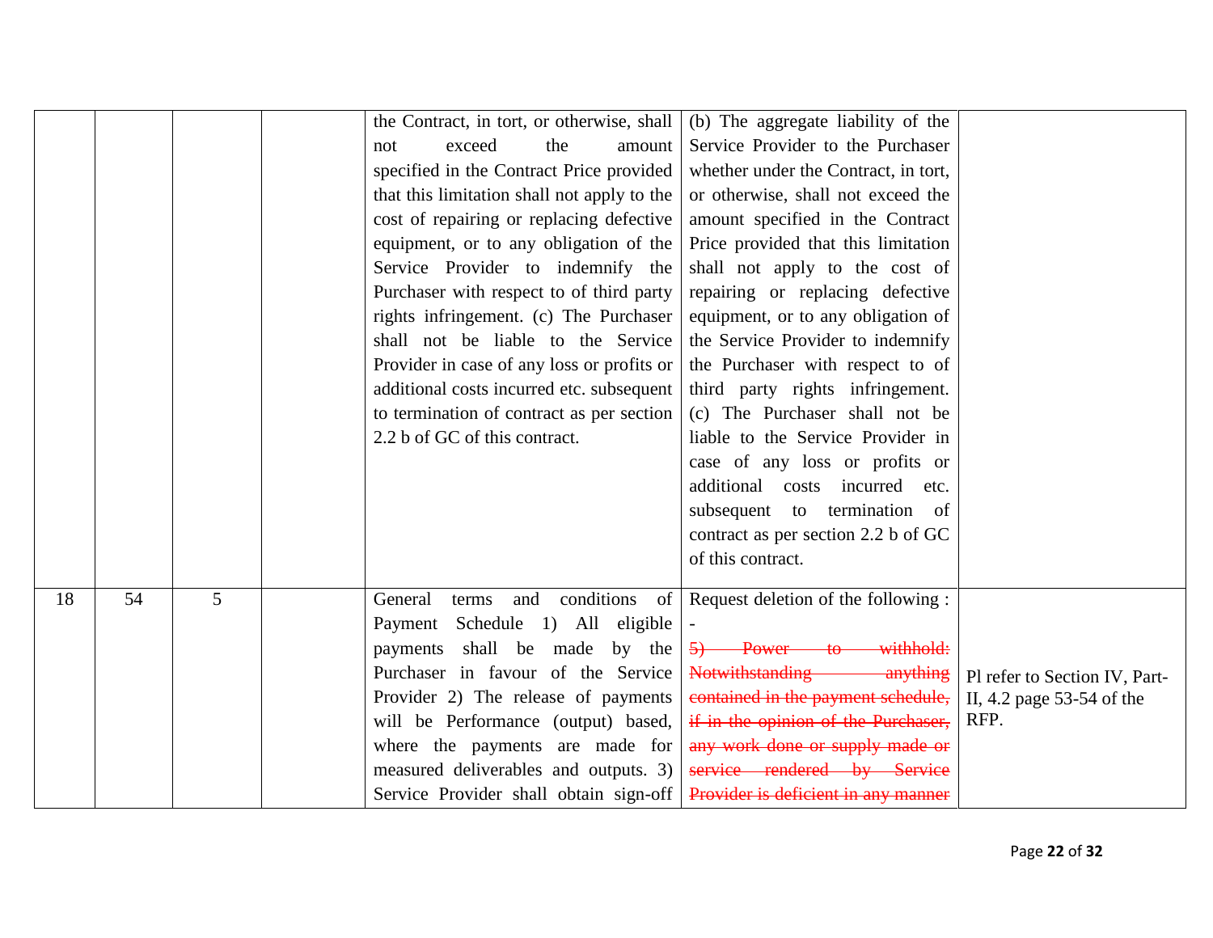| | | | | | | |
|---|---|---|---|---|---|---|
| | | | | the Contract, in tort, or otherwise, shall not exceed the amount specified in the Contract Price provided that this limitation shall not apply to the cost of repairing or replacing defective equipment, or to any obligation of the Service Provider to indemnify the Purchaser with respect to of third party rights infringement. (c) The Purchaser shall not be liable to the Service Provider in case of any loss or profits or additional costs incurred etc. subsequent to termination of contract as per section 2.2 b of GC of this contract. | (b) The aggregate liability of the Service Provider to the Purchaser whether under the Contract, in tort, or otherwise, shall not exceed the amount specified in the Contract Price provided that this limitation shall not apply to the cost of repairing or replacing defective equipment, or to any obligation of the Service Provider to indemnify the Purchaser with respect to of third party rights infringement. (c) The Purchaser shall not be liable to the Service Provider in case of any loss or profits or additional costs incurred etc. subsequent to termination of contract as per section 2.2 b of GC of this contract. | |
| 18 | 54 | 5 | | General terms and conditions of Payment Schedule 1) All eligible payments shall be made by the Purchaser in favour of the Service Provider 2) The release of payments will be Performance (output) based, where the payments are made for measured deliverables and outputs. 3) Service Provider shall obtain sign-off | Request deletion of the following : - ~~5) Power to withhold: Notwithstanding anything contained in the payment schedule, if in the opinion of the Purchaser, any work done or supply made or service rendered by Service Provider is deficient in any manner~~ | Pl refer to Section IV, Part-II, 4.2 page 53-54 of the RFP. |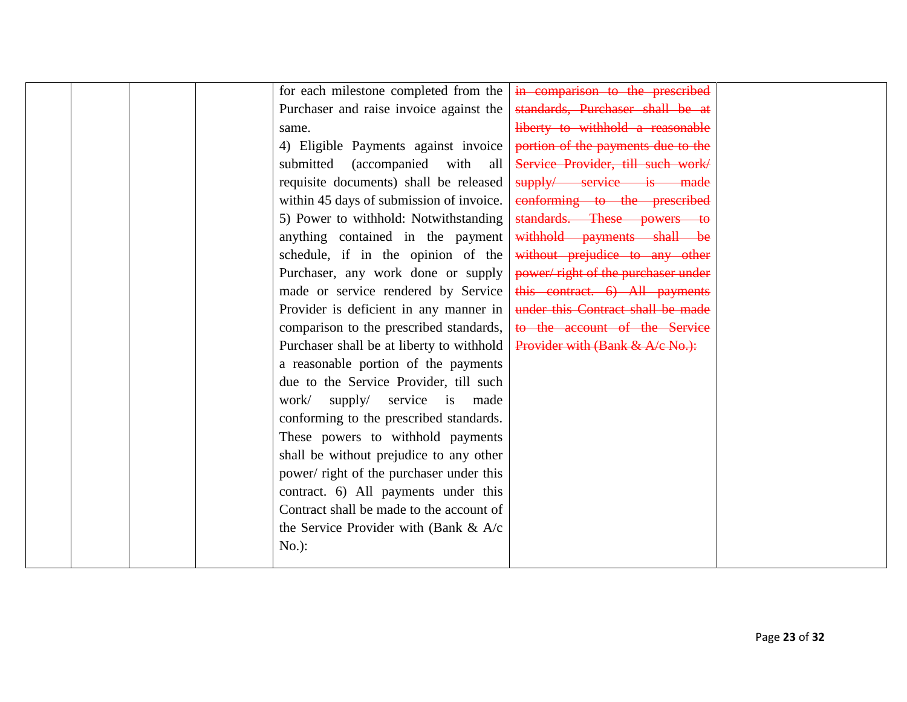|  |  |  |  | for each milestone completed from the Purchaser and raise invoice against the same.<br>4) Eligible Payments against invoice submitted (accompanied with all requisite documents) shall be released within 45 days of submission of invoice.<br>5) Power to withhold: Notwithstanding anything contained in the payment schedule, if in the opinion of the Purchaser, any work done or supply made or service rendered by Service Provider is deficient in any manner in comparison to the prescribed standards, Purchaser shall be at liberty to withhold a reasonable portion of the payments due to the Service Provider, till such work/ supply/ service is made conforming to the prescribed standards. These powers to withhold payments shall be without prejudice to any other power/ right of the purchaser under this contract. 6) All payments under this Contract shall be made to the account of the Service Provider with (Bank & A/c No.): | ~~in comparison to the prescribed standards, Purchaser shall be at liberty to withhold a reasonable portion of the payments due to the Service Provider, till such work/ supply/ service is made conforming to the prescribed standards. These powers to withhold payments shall be without prejudice to any other power/ right of the purchaser under this contract. 6) All payments under this Contract shall be made to the account of the Service Provider with (Bank & A/c No.):~~ |  |
|---|---|---|---|---|---|---|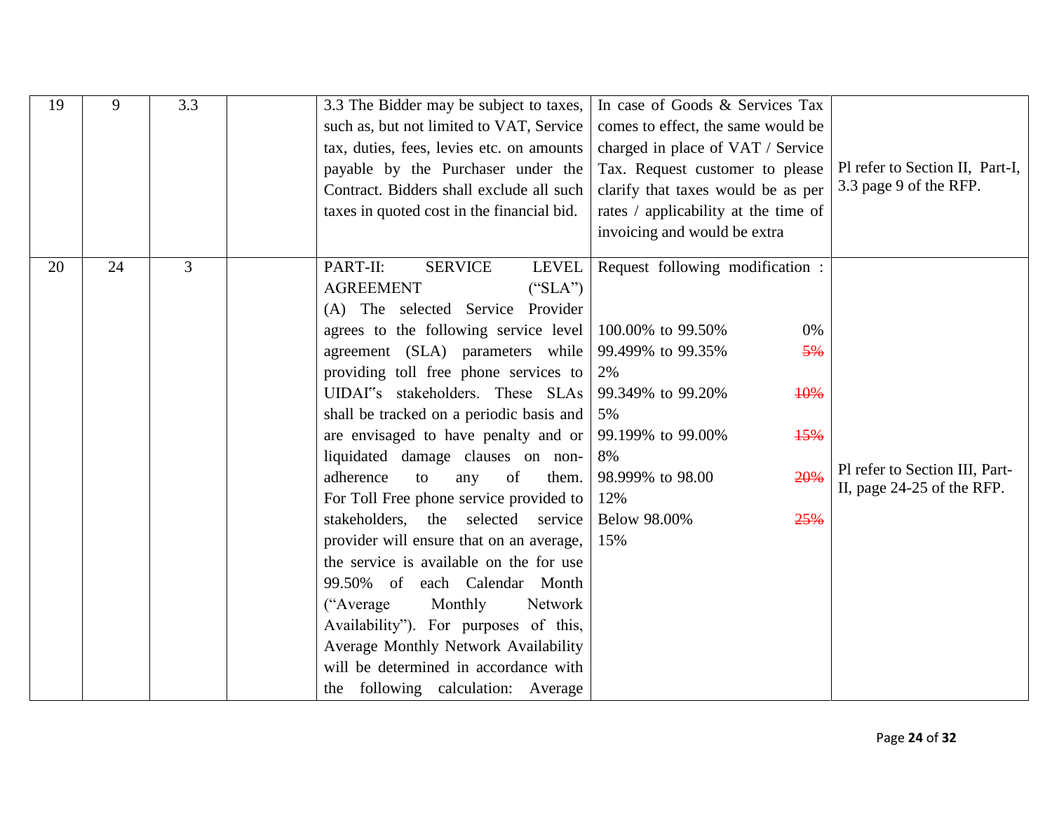| 19 | 9 | 3.3 | | 3.3 The Bidder may be subject to taxes, such as, but not limited to VAT, Service tax, duties, fees, levies etc. on amounts payable by the Purchaser under the Contract. Bidders shall exclude all such taxes in quoted cost in the financial bid. | In case of Goods & Services Tax comes to effect, the same would be charged in place of VAT / Service Tax. Request customer to please clarify that taxes would be as per rates / applicability at the time of invoicing and would be extra | Pl refer to Section II, Part-I, 3.3 page 9 of the RFP. |
|---|---|---|---|---|---|---|
| 20 | 24 | 3 | | PART-II: SERVICE LEVEL AGREEMENT ("SLA") (A) The selected Service Provider agrees to the following service level agreement (SLA) parameters while providing toll free phone services to UIDAI"s stakeholders. These SLAs shall be tracked on a periodic basis and are envisaged to have penalty and or liquidated damage clauses on non-adherence to any of them. For Toll Free phone service provided to stakeholders, the selected service provider will ensure that on an average, the service is available on the for use 99.50% of each Calendar Month ("Average Monthly Network Availability"). For purposes of this, Average Monthly Network Availability will be determined in accordance with the following calculation: Average | Request following modification :<br><br>100.00% to 99.50% 0%<br>99.499% to 99.35% ~~5%~~ 2%<br>99.349% to 99.20% ~~10%~~ 5%<br>99.199% to 99.00% ~~15%~~ 8%<br>98.999% to 98.00 ~~20%~~ 12%<br>Below 98.00% ~~25%~~ 15% | Pl refer to Section III, Part-II, page 24-25 of the RFP. |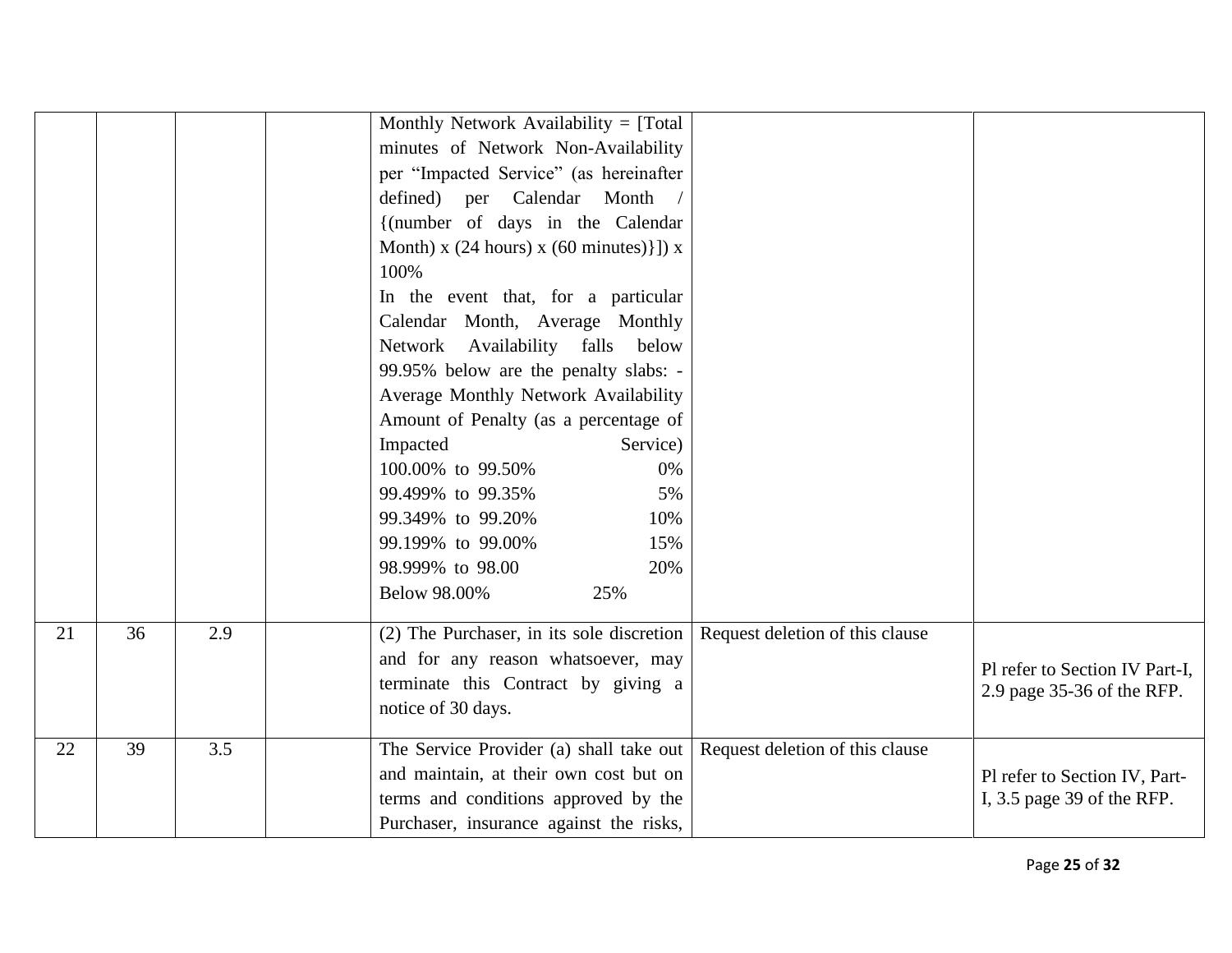| | | | | | | |
|---|---|---|---|---|---|---|
| | | | | Monthly Network Availability = [Total minutes of Network Non-Availability per "Impacted Service" (as hereinafter defined) per Calendar Month / {(number of days in the Calendar Month) x (24 hours) x (60 minutes)}]) x 100%<br>In the event that, for a particular Calendar Month, Average Monthly Network Availability falls below 99.95% below are the penalty slabs: -<br>Average Monthly Network Availability Amount of Penalty (as a percentage of Impacted Service)<br>100.00% to 99.50% 0%<br>99.499% to 99.35% 5%<br>99.349% to 99.20% 10%<br>99.199% to 99.00% 15%<br>98.999% to 98.00 20%<br>Below 98.00% 25% | | |
| 21 | 36 | 2.9 | | (2) The Purchaser, in its sole discretion and for any reason whatsoever, may terminate this Contract by giving a notice of 30 days. | Request deletion of this clause | Pl refer to Section IV Part-I, 2.9 page 35-36 of the RFP. |
| 22 | 39 | 3.5 | | The Service Provider (a) shall take out and maintain, at their own cost but on terms and conditions approved by the Purchaser, insurance against the risks, | Request deletion of this clause | Pl refer to Section IV, Part-I, 3.5 page 39 of the RFP. |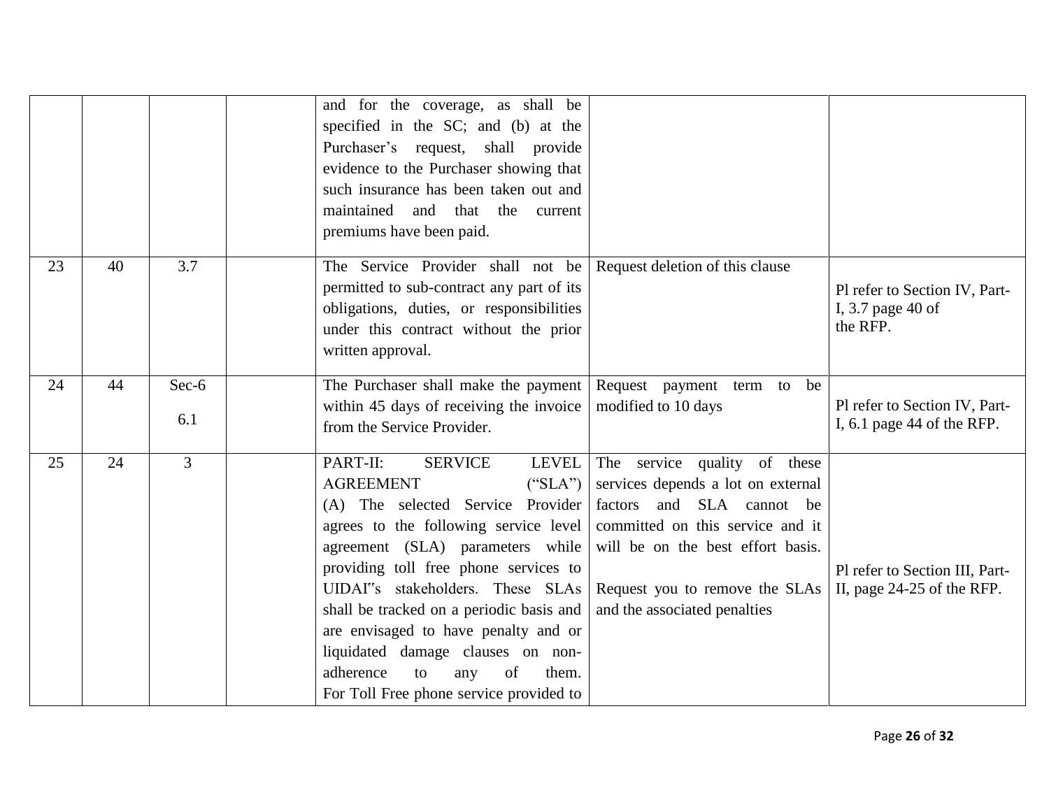| | | | | | | |
|---|---|---|---|---|---|---|
| | | | | and for the coverage, as shall be specified in the SC; and (b) at the Purchaser's request, shall provide evidence to the Purchaser showing that such insurance has been taken out and maintained and that the current premiums have been paid. | | |
| 23 | 40 | 3.7 | | The Service Provider shall not be permitted to sub-contract any part of its obligations, duties, or responsibilities under this contract without the prior written approval. | Request deletion of this clause | Pl refer to Section IV, Part-I, 3.7 page 40 of the RFP. |
| 24 | 44 | Sec-6 6.1 | | The Purchaser shall make the payment within 45 days of receiving the invoice from the Service Provider. | Request payment term to be modified to 10 days | Pl refer to Section IV, Part-I, 6.1 page 44 of the RFP. |
| 25 | 24 | 3 | | PART-II: SERVICE LEVEL AGREEMENT ("SLA") (A) The selected Service Provider agrees to the following service level agreement (SLA) parameters while providing toll free phone services to UIDAI"s stakeholders. These SLAs shall be tracked on a periodic basis and are envisaged to have penalty and or liquidated damage clauses on non-adherence to any of them. For Toll Free phone service provided to | The service quality of these services depends a lot on external factors and SLA cannot be committed on this service and it will be on the best effort basis. Request you to remove the SLAs and the associated penalties | Pl refer to Section III, Part-II, page 24-25 of the RFP. |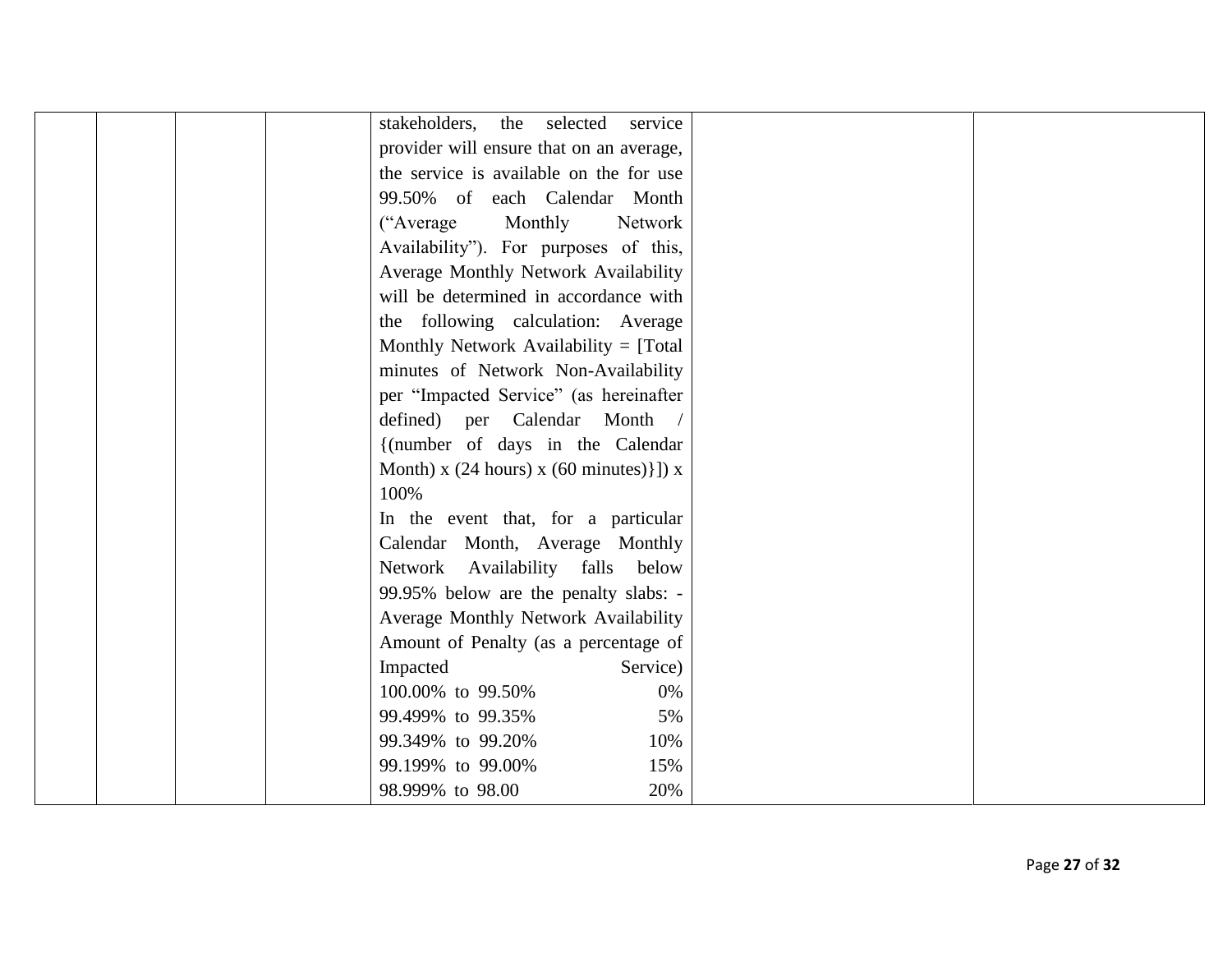|  |  |  |  | stakeholders, the selected service provider will ensure that on an average, the service is available on the for use 99.50% of each Calendar Month (“Average Monthly Network Availability”). For purposes of this, Average Monthly Network Availability will be determined in accordance with the following calculation: Average Monthly Network Availability = [Total minutes of Network Non-Availability per “Impacted Service” (as hereinafter defined) per Calendar Month / {(number of days in the Calendar Month) x (24 hours) x (60 minutes)}]) x 100%<br>In the event that, for a particular Calendar Month, Average Monthly Network Availability falls below 99.95% below are the penalty slabs: -<br>Average Monthly Network Availability Amount of Penalty (as a percentage of Impacted Service)<br>100.00% to 99.50% 0%<br>99.499% to 99.35% 5%<br>99.349% to 99.20% 10%<br>99.199% to 99.00% 15%<br>98.999% to 98.00 20% |  |  |
|---|---|---|---|---|---|---|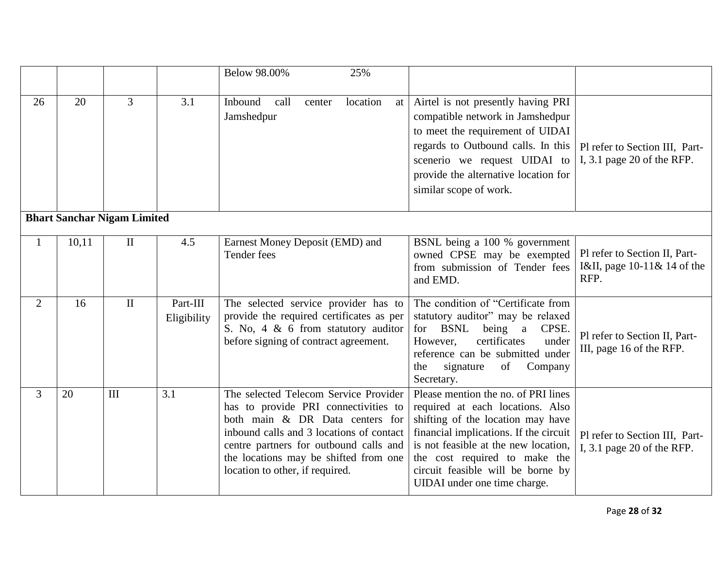| | | | | | | |
|---|---|---|---|---|---|---|
| | | | | Below 98.00% 25% | | |
| 26 | 20 | 3 | 3.1 | Inbound call center location at Jamshedpur | Airtel is not presently having PRI compatible network in Jamshedpur to meet the requirement of UIDAI regards to Outbound calls. In this scenerio we request UIDAI to provide the alternative location for similar scope of work. | Pl refer to Section III, Part-I, 3.1 page 20 of the RFP. |
| **Bhart Sanchar Nigam Limited** | | | | | | |
| 1 | 10,11 | II | 4.5 | Earnest Money Deposit (EMD) and Tender fees | BSNL being a 100 % government owned CPSE may be exempted from submission of Tender fees and EMD. | Pl refer to Section II, Part-I&II, page 10-11& 14 of the RFP. |
| 2 | 16 | II | Part-III Eligibility | The selected service provider has to provide the required certificates as per S. No, 4 & 6 from statutory auditor before signing of contract agreement. | The condition of "Certificate from statutory auditor" may be relaxed for BSNL being a CPSE. However, certificates under reference can be submitted under the signature of Company Secretary. | Pl refer to Section II, Part-III, page 16 of the RFP. |
| 3 | 20 | III | 3.1 | The selected Telecom Service Provider has to provide PRI connectivities to both main & DR Data centers for inbound calls and 3 locations of contact centre partners for outbound calls and the locations may be shifted from one location to other, if required. | Please mention the no. of PRI lines required at each locations. Also shifting of the location may have financial implications. If the circuit is not feasible at the new location, the cost required to make the circuit feasible will be borne by UIDAI under one time charge. | Pl refer to Section III, Part-I, 3.1 page 20 of the RFP. |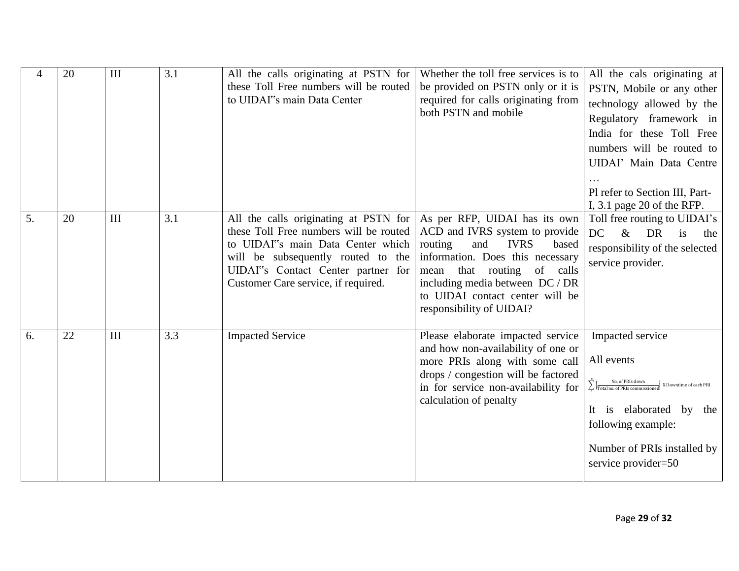| 4 | 20 | III | 3.1 | All the calls originating at PSTN for these Toll Free numbers will be routed to UIDAI"s main Data Center | Whether the toll free services is to be provided on PSTN only or it is required for calls originating from both PSTN and mobile | All the cals originating at PSTN, Mobile or any other technology allowed by the Regulatory framework in India for these Toll Free numbers will be routed to UIDAI' Main Data Centre … Pl refer to Section III, Part-I, 3.1 page 20 of the RFP. |
|---|---|---|---|---|---|---|
| 5. | 20 | III | 3.1 | All the calls originating at PSTN for these Toll Free numbers will be routed to UIDAI"s main Data Center which will be subsequently routed to the UIDAI"s Contact Center partner for Customer Care service, if required. | As per RFP, UIDAI has its own ACD and IVRS system to provide routing and IVRS based information. Does this necessary mean that routing of calls including media between DC / DR to UIDAI contact center will be responsibility of UIDAI? | Toll free routing to UIDAI's DC & DR is the responsibility of the selected service provider. |
| 6. | 22 | III | 3.3 | Impacted Service | Please elaborate impacted service and how non-availability of one or more PRIs along with some call drops / congestion will be factored in for service non-availability for calculation of penalty | Impacted service<br><br>All events<br><br>$\sum_{1}^{n} \left\{ \frac{\text{No. of PRIs down}}{\text{Total no. of PRIs commissioned}} \right\} \text{X Downtime of each PRI}$<br><br>It is elaborated by the following example:<br><br>Number of PRIs installed by service provider=50 |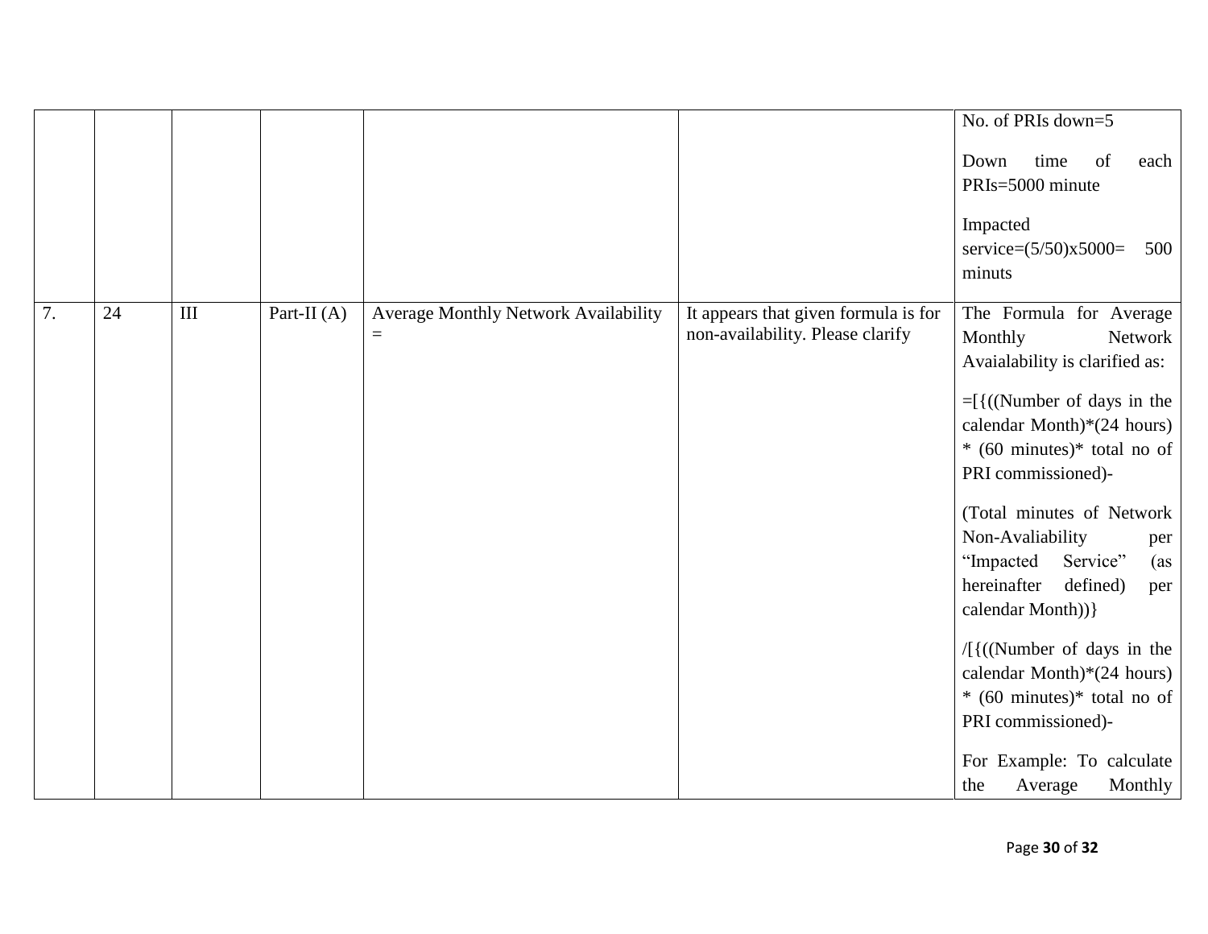|  |  |  |  |  |  |  |
|---|---|---|---|---|---|---|
|  |  |  |  |  |  | No. of PRIs down=5<br><br>Down time of each PRIs=5000 minute<br><br>Impacted service=(5/50)x5000= 500 minuts |
| 7. | 24 | III | Part-II (A) | Average Monthly Network Availability = | It appears that given formula is for non-availability. Please clarify | The Formula for Average Monthly Network Avaialability is clarified as:<br><br>=[{((Number of days in the calendar Month)*(24 hours) * (60 minutes)* total no of PRI commissioned)-<br><br>(Total minutes of Network Non-Avaliability per “Impacted Service” (as hereinafter defined) per calendar Month))}<br><br>/[{((Number of days in the calendar Month)*(24 hours) * (60 minutes)* total no of PRI commissioned)-<br><br>For Example: To calculate the Average Monthly |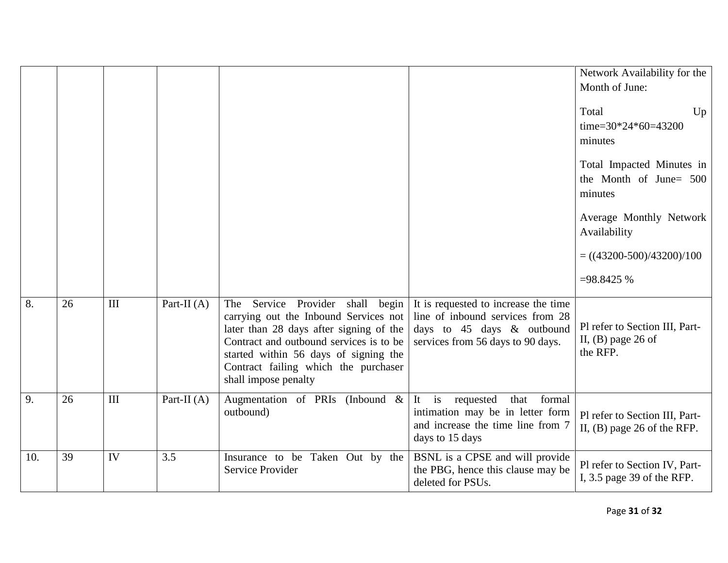| | | | | | | Network Availability for the Month of June:<br><br>Total Up time=30*24*60=43200 minutes<br><br>Total Impacted Minutes in the Month of June= 500 minutes<br><br>Average Monthly Network Availability<br><br>= ((43200-500)/43200)/100<br><br>=98.8425 % |
|---|---|---|---|---|---|---|
| 8. | 26 | III | Part-II (A) | The Service Provider shall begin carrying out the Inbound Services not later than 28 days after signing of the Contract and outbound services is to be started within 56 days of signing the Contract failing which the purchaser shall impose penalty | It is requested to increase the time line of inbound services from 28 days to 45 days & outbound services from 56 days to 90 days. | Pl refer to Section III, Part-II, (B) page 26 of the RFP. |
| 9. | 26 | III | Part-II (A) | Augmentation of PRIs (Inbound & outbound) | It is requested that formal intimation may be in letter form and increase the time line from 7 days to 15 days | Pl refer to Section III, Part-II, (B) page 26 of the RFP. |
| 10. | 39 | IV | 3.5 | Insurance to be Taken Out by the Service Provider | BSNL is a CPSE and will provide the PBG, hence this clause may be deleted for PSUs. | Pl refer to Section IV, Part-I, 3.5 page 39 of the RFP. |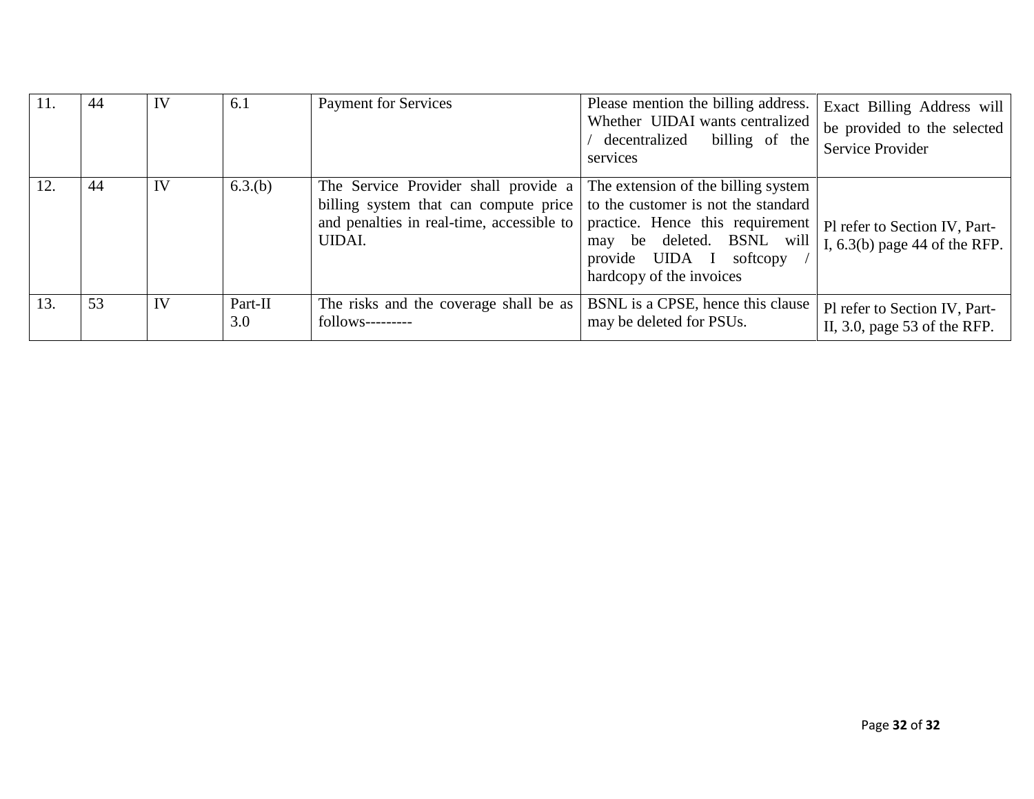| | | | | | | |
|---|---|---|---|---|---|---|
| 11. | 44 | IV | 6.1 | Payment for Services | Please mention the billing address. Whether UIDAI wants centralized / decentralized billing of the services | Exact Billing Address will be provided to the selected Service Provider |
| 12. | 44 | IV | 6.3.(b) | The Service Provider shall provide a billing system that can compute price and penalties in real-time, accessible to UIDAI. | The extension of the billing system to the customer is not the standard practice. Hence this requirement may be deleted. BSNL will provide UIDA I softcopy / hardcopy of the invoices | Pl refer to Section IV, Part-I, 6.3(b) page 44 of the RFP. |
| 13. | 53 | IV | Part-II 3.0 | The risks and the coverage shall be as follows--------- | BSNL is a CPSE, hence this clause may be deleted for PSUs. | Pl refer to Section IV, Part-II, 3.0, page 53 of the RFP. |